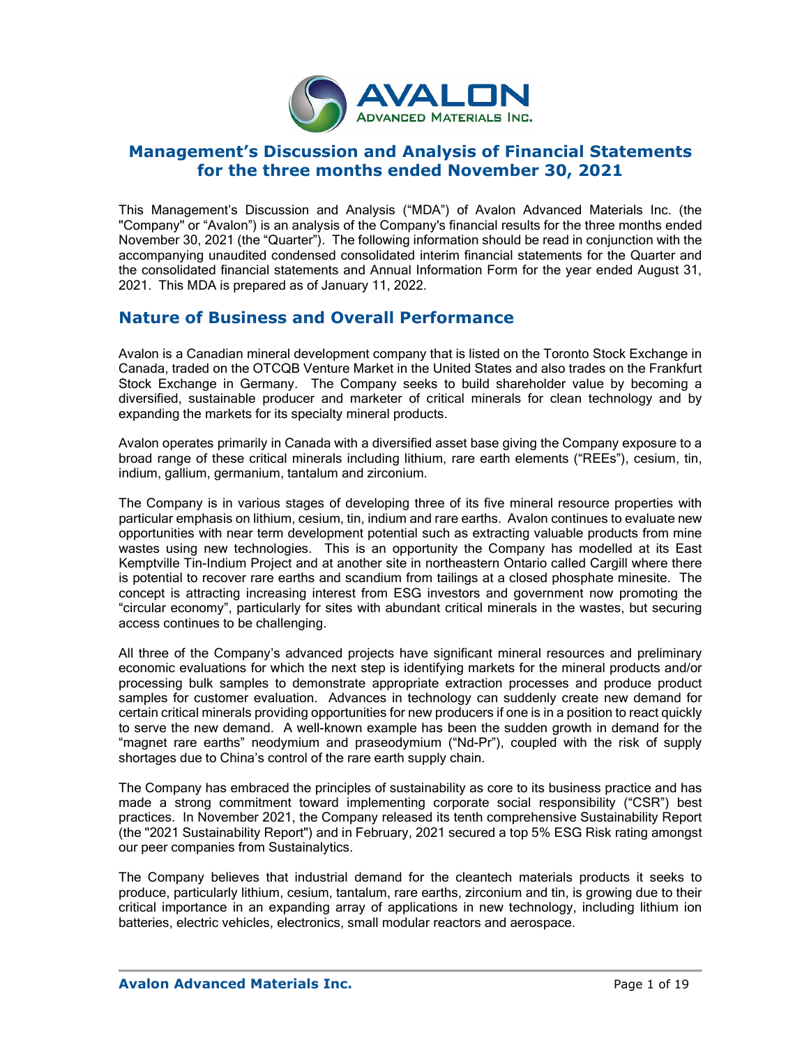# Management's Discussion and Analysis of Financial Statements for the three months ended November 30, 2021

This Management's Discussion and Analysis ("MDA") of Avalon Advanced Materials Inc. (the "Company" or "Avalon") is an analysis of the Company's financial results for the three months ended November 30, 2021 (the "Quarter"). The following information should be read in conjunction with the accompanying unaudited condensed consolidated interim financial statements for the Quarter and the consolidated financial statements and Annual Information Form for the year ended August 31, 2021. This MDA is prepared as of January 11, 2022.

## Nature of Business and Overall Performance

Avalon is a Canadian mineral development company that is listed on the Toronto Stock Exchange in Canada, traded on the OTCQB Venture Market in the United States and also trades on the Frankfurt Stock Exchange in Germany. The Company seeks to build shareholder value by becoming a diversified, sustainable producer and marketer of critical minerals for clean technology and by expanding the markets for its specialty mineral products.

Avalon operates primarily in Canada with a diversified asset base giving the Company exposure to a broad range of these critical minerals including lithium, rare earth elements ("REEs"), cesium, tin, indium, gallium, germanium, tantalum and zirconium.

The Company is in various stages of developing three of its five mineral resource properties with particular emphasis on lithium, cesium, tin, indium and rare earths. Avalon continues to evaluate new opportunities with near term development potential such as extracting valuable products from mine wastes using new technologies. This is an opportunity the Company has modelled at its East Kemptville Tin-Indium Project and at another site in northeastern Ontario called Cargill where there is potential to recover rare earths and scandium from tailings at a closed phosphate minesite. The concept is attracting increasing interest from ESG investors and government now promoting the "circular economy", particularly for sites with abundant critical minerals in the wastes, but securing access continues to be challenging.

All three of the Company's advanced projects have significant mineral resources and preliminary economic evaluations for which the next step is identifying markets for the mineral products and/or processing bulk samples to demonstrate appropriate extraction processes and produce product samples for customer evaluation. Advances in technology can suddenly create new demand for certain critical minerals providing opportunities for new producers if one is in a position to react quickly to serve the new demand. A well-known example has been the sudden growth in demand for the "magnet rare earths" neodymium and praseodymium ("Nd-Pr"), coupled with the risk of supply shortages due to China's control of the rare earth supply chain.

The Company has embraced the principles of sustainability as core to its business practice and has made a strong commitment toward implementing corporate social responsibility ("CSR") best practices. In November 2021, the Company released its tenth comprehensive Sustainability Report (the "2021 Sustainability Report") and in February, 2021 secured a top 5% ESG Risk rating amongst our peer companies from Sustainalytics.

The Company believes that industrial demand for the cleantech materials products it seeks to produce, particularly lithium, cesium, tantalum, rare earths, zirconium and tin, is growing due to their critical importance in an expanding array of applications in new technology, including lithium ion batteries, electric vehicles, electronics, small modular reactors and aerospace.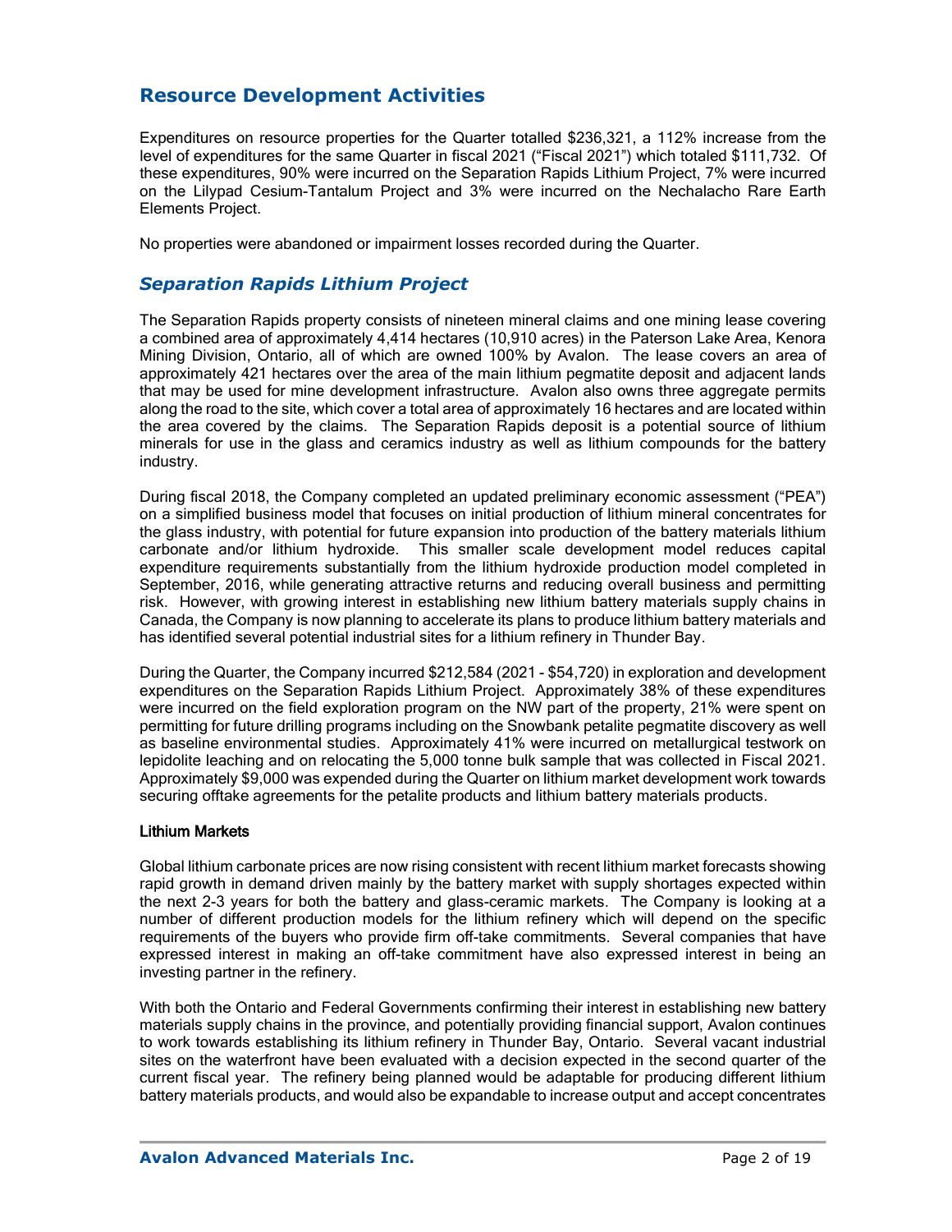## Resource Development Activities

Expenditures on resource properties for the Quarter totalled $236,321, a 112% increase from the level of expenditures for the same Quarter in fiscal 2021 ("Fiscal 2021") which totaled $111,732. Of these expenditures, 90% were incurred on the Separation Rapids Lithium Project, 7% were incurred on the Lilypad Cesium-Tantalum Project and 3% were incurred on the Nechalacho Rare Earth Elements Project.

No properties were abandoned or impairment losses recorded during the Quarter.

### *Separation Rapids Lithium Project*

The Separation Rapids property consists of nineteen mineral claims and one mining lease covering a combined area of approximately 4,414 hectares (10,910 acres) in the Paterson Lake Area, Kenora Mining Division, Ontario, all of which are owned 100% by Avalon. The lease covers an area of approximately 421 hectares over the area of the main lithium pegmatite deposit and adjacent lands that may be used for mine development infrastructure. Avalon also owns three aggregate permits along the road to the site, which cover a total area of approximately 16 hectares and are located within the area covered by the claims. The Separation Rapids deposit is a potential source of lithium minerals for use in the glass and ceramics industry as well as lithium compounds for the battery industry.

During fiscal 2018, the Company completed an updated preliminary economic assessment ("PEA") on a simplified business model that focuses on initial production of lithium mineral concentrates for the glass industry, with potential for future expansion into production of the battery materials lithium carbonate and/or lithium hydroxide. This smaller scale development model reduces capital expenditure requirements substantially from the lithium hydroxide production model completed in September, 2016, while generating attractive returns and reducing overall business and permitting risk. However, with growing interest in establishing new lithium battery materials supply chains in Canada, the Company is now planning to accelerate its plans to produce lithium battery materials and has identified several potential industrial sites for a lithium refinery in Thunder Bay.

During the Quarter, the Company incurred $212,584 (2021 - $54,720) in exploration and development expenditures on the Separation Rapids Lithium Project. Approximately 38% of these expenditures were incurred on the field exploration program on the NW part of the property, 21% were spent on permitting for future drilling programs including on the Snowbank petalite pegmatite discovery as well as baseline environmental studies. Approximately 41% were incurred on metallurgical testwork on lepidolite leaching and on relocating the 5,000 tonne bulk sample that was collected in Fiscal 2021. Approximately $9,000 was expended during the Quarter on lithium market development work towards securing offtake agreements for the petalite products and lithium battery materials products.

#### Lithium Markets

Global lithium carbonate prices are now rising consistent with recent lithium market forecasts showing rapid growth in demand driven mainly by the battery market with supply shortages expected within the next 2-3 years for both the battery and glass-ceramic markets. The Company is looking at a number of different production models for the lithium refinery which will depend on the specific requirements of the buyers who provide firm off-take commitments. Several companies that have expressed interest in making an off-take commitment have also expressed interest in being an investing partner in the refinery.

With both the Ontario and Federal Governments confirming their interest in establishing new battery materials supply chains in the province, and potentially providing financial support, Avalon continues to work towards establishing its lithium refinery in Thunder Bay, Ontario. Several vacant industrial sites on the waterfront have been evaluated with a decision expected in the second quarter of the current fiscal year. The refinery being planned would be adaptable for producing different lithium battery materials products, and would also be expandable to increase output and accept concentrates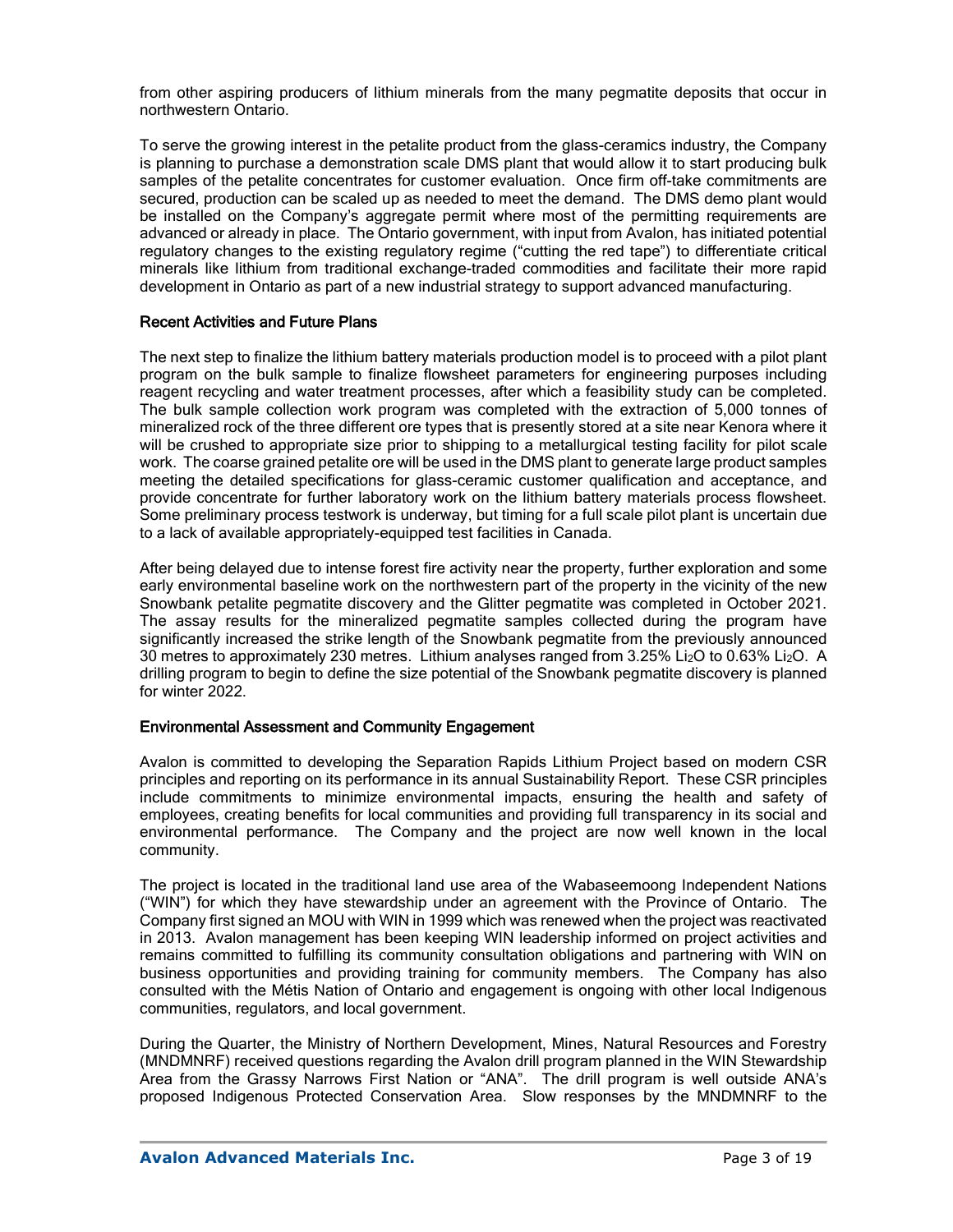from other aspiring producers of lithium minerals from the many pegmatite deposits that occur in northwestern Ontario.

To serve the growing interest in the petalite product from the glass-ceramics industry, the Company is planning to purchase a demonstration scale DMS plant that would allow it to start producing bulk samples of the petalite concentrates for customer evaluation. Once firm off-take commitments are secured, production can be scaled up as needed to meet the demand. The DMS demo plant would be installed on the Company's aggregate permit where most of the permitting requirements are advanced or already in place. The Ontario government, with input from Avalon, has initiated potential regulatory changes to the existing regulatory regime ("cutting the red tape") to differentiate critical minerals like lithium from traditional exchange-traded commodities and facilitate their more rapid development in Ontario as part of a new industrial strategy to support advanced manufacturing.

### Recent Activities and Future Plans

The next step to finalize the lithium battery materials production model is to proceed with a pilot plant program on the bulk sample to finalize flowsheet parameters for engineering purposes including reagent recycling and water treatment processes, after which a feasibility study can be completed. The bulk sample collection work program was completed with the extraction of 5,000 tonnes of mineralized rock of the three different ore types that is presently stored at a site near Kenora where it will be crushed to appropriate size prior to shipping to a metallurgical testing facility for pilot scale work. The coarse grained petalite ore will be used in the DMS plant to generate large product samples meeting the detailed specifications for glass-ceramic customer qualification and acceptance, and provide concentrate for further laboratory work on the lithium battery materials process flowsheet. Some preliminary process testwork is underway, but timing for a full scale pilot plant is uncertain due to a lack of available appropriately-equipped test facilities in Canada.

After being delayed due to intense forest fire activity near the property, further exploration and some early environmental baseline work on the northwestern part of the property in the vicinity of the new Snowbank petalite pegmatite discovery and the Glitter pegmatite was completed in October 2021. The assay results for the mineralized pegmatite samples collected during the program have significantly increased the strike length of the Snowbank pegmatite from the previously announced 30 metres to approximately 230 metres. Lithium analyses ranged from 3.25% $Li_2O$ to 0.63% $Li_2O$. A drilling program to begin to define the size potential of the Snowbank pegmatite discovery is planned for winter 2022.

### Environmental Assessment and Community Engagement

Avalon is committed to developing the Separation Rapids Lithium Project based on modern CSR principles and reporting on its performance in its annual Sustainability Report. These CSR principles include commitments to minimize environmental impacts, ensuring the health and safety of employees, creating benefits for local communities and providing full transparency in its social and environmental performance. The Company and the project are now well known in the local community.

The project is located in the traditional land use area of the Wabaseemoong Independent Nations ("WIN") for which they have stewardship under an agreement with the Province of Ontario. The Company first signed an MOU with WIN in 1999 which was renewed when the project was reactivated in 2013. Avalon management has been keeping WIN leadership informed on project activities and remains committed to fulfilling its community consultation obligations and partnering with WIN on business opportunities and providing training for community members. The Company has also consulted with the Métis Nation of Ontario and engagement is ongoing with other local Indigenous communities, regulators, and local government.

During the Quarter, the Ministry of Northern Development, Mines, Natural Resources and Forestry (MNDMNRF) received questions regarding the Avalon drill program planned in the WIN Stewardship Area from the Grassy Narrows First Nation or "ANA". The drill program is well outside ANA's proposed Indigenous Protected Conservation Area. Slow responses by the MNDMNRF to the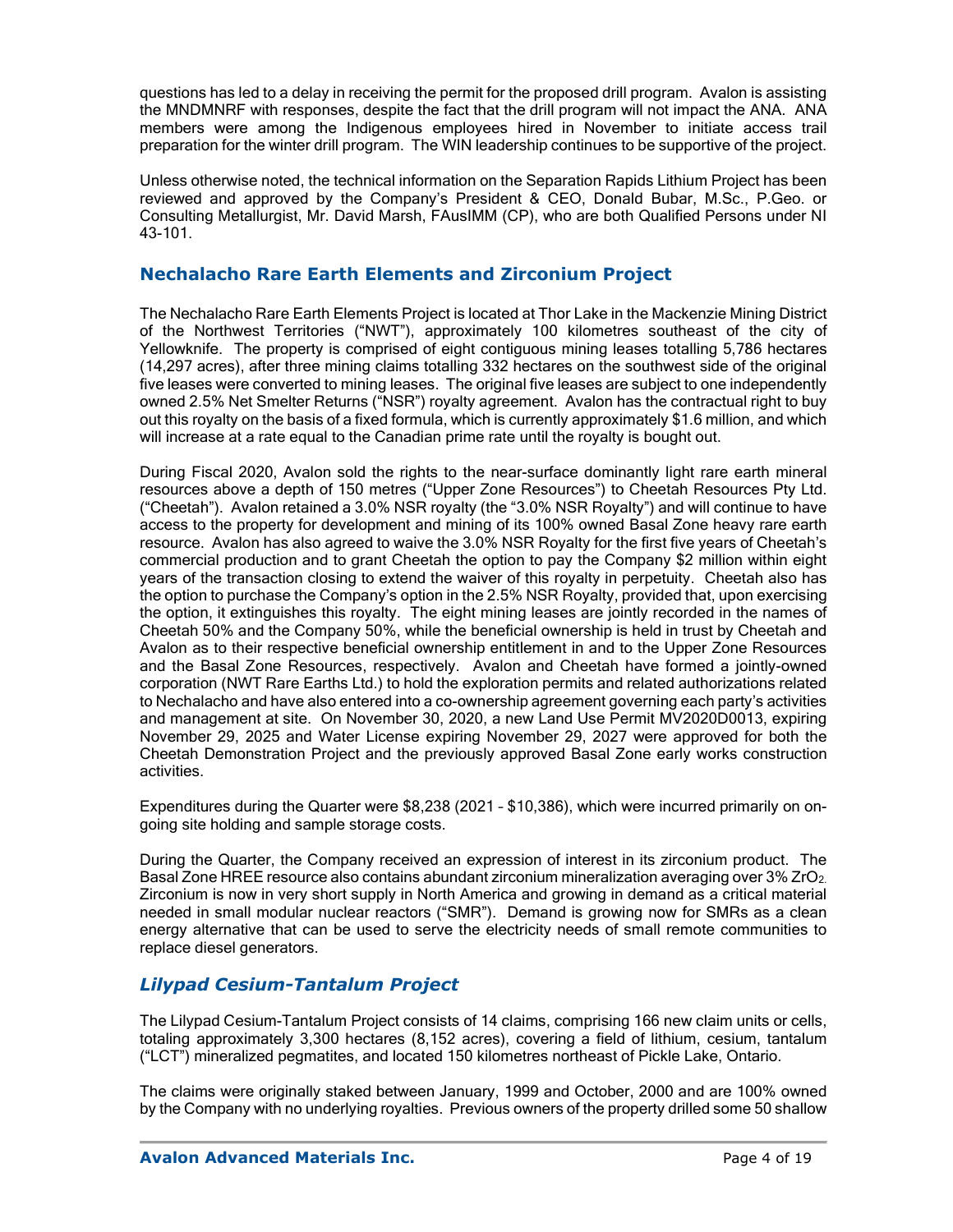questions has led to a delay in receiving the permit for the proposed drill program. Avalon is assisting the MNDMNRF with responses, despite the fact that the drill program will not impact the ANA. ANA members were among the Indigenous employees hired in November to initiate access trail preparation for the winter drill program. The WIN leadership continues to be supportive of the project.

Unless otherwise noted, the technical information on the Separation Rapids Lithium Project has been reviewed and approved by the Company's President & CEO, Donald Bubar, M.Sc., P.Geo. or Consulting Metallurgist, Mr. David Marsh, FAusIMM (CP), who are both Qualified Persons under NI 43-101.

## Nechalacho Rare Earth Elements and Zirconium Project

The Nechalacho Rare Earth Elements Project is located at Thor Lake in the Mackenzie Mining District of the Northwest Territories ("NWT"), approximately 100 kilometres southeast of the city of Yellowknife. The property is comprised of eight contiguous mining leases totalling 5,786 hectares (14,297 acres), after three mining claims totalling 332 hectares on the southwest side of the original five leases were converted to mining leases. The original five leases are subject to one independently owned 2.5% Net Smelter Returns ("NSR") royalty agreement. Avalon has the contractual right to buy out this royalty on the basis of a fixed formula, which is currently approximately $1.6 million, and which will increase at a rate equal to the Canadian prime rate until the royalty is bought out.

During Fiscal 2020, Avalon sold the rights to the near-surface dominantly light rare earth mineral resources above a depth of 150 metres ("Upper Zone Resources") to Cheetah Resources Pty Ltd. ("Cheetah"). Avalon retained a 3.0% NSR royalty (the "3.0% NSR Royalty") and will continue to have access to the property for development and mining of its 100% owned Basal Zone heavy rare earth resource. Avalon has also agreed to waive the 3.0% NSR Royalty for the first five years of Cheetah's commercial production and to grant Cheetah the option to pay the Company $2 million within eight years of the transaction closing to extend the waiver of this royalty in perpetuity. Cheetah also has the option to purchase the Company's option in the 2.5% NSR Royalty, provided that, upon exercising the option, it extinguishes this royalty. The eight mining leases are jointly recorded in the names of Cheetah 50% and the Company 50%, while the beneficial ownership is held in trust by Cheetah and Avalon as to their respective beneficial ownership entitlement in and to the Upper Zone Resources and the Basal Zone Resources, respectively. Avalon and Cheetah have formed a jointly-owned corporation (NWT Rare Earths Ltd.) to hold the exploration permits and related authorizations related to Nechalacho and have also entered into a co-ownership agreement governing each party's activities and management at site. On November 30, 2020, a new Land Use Permit MV2020D0013, expiring November 29, 2025 and Water License expiring November 29, 2027 were approved for both the Cheetah Demonstration Project and the previously approved Basal Zone early works construction activities.

Expenditures during the Quarter were $8,238 (2021 – $10,386), which were incurred primarily on on-going site holding and sample storage costs.

During the Quarter, the Company received an expression of interest in its zirconium product. The Basal Zone HREE resource also contains abundant zirconium mineralization averaging over 3% $ZrO_2$. Zirconium is now in very short supply in North America and growing in demand as a critical material needed in small modular nuclear reactors ("SMR"). Demand is growing now for SMRs as a clean energy alternative that can be used to serve the electricity needs of small remote communities to replace diesel generators.

## *Lilypad Cesium-Tantalum Project*

The Lilypad Cesium-Tantalum Project consists of 14 claims, comprising 166 new claim units or cells, totaling approximately 3,300 hectares (8,152 acres), covering a field of lithium, cesium, tantalum ("LCT") mineralized pegmatites, and located 150 kilometres northeast of Pickle Lake, Ontario.

The claims were originally staked between January, 1999 and October, 2000 and are 100% owned by the Company with no underlying royalties. Previous owners of the property drilled some 50 shallow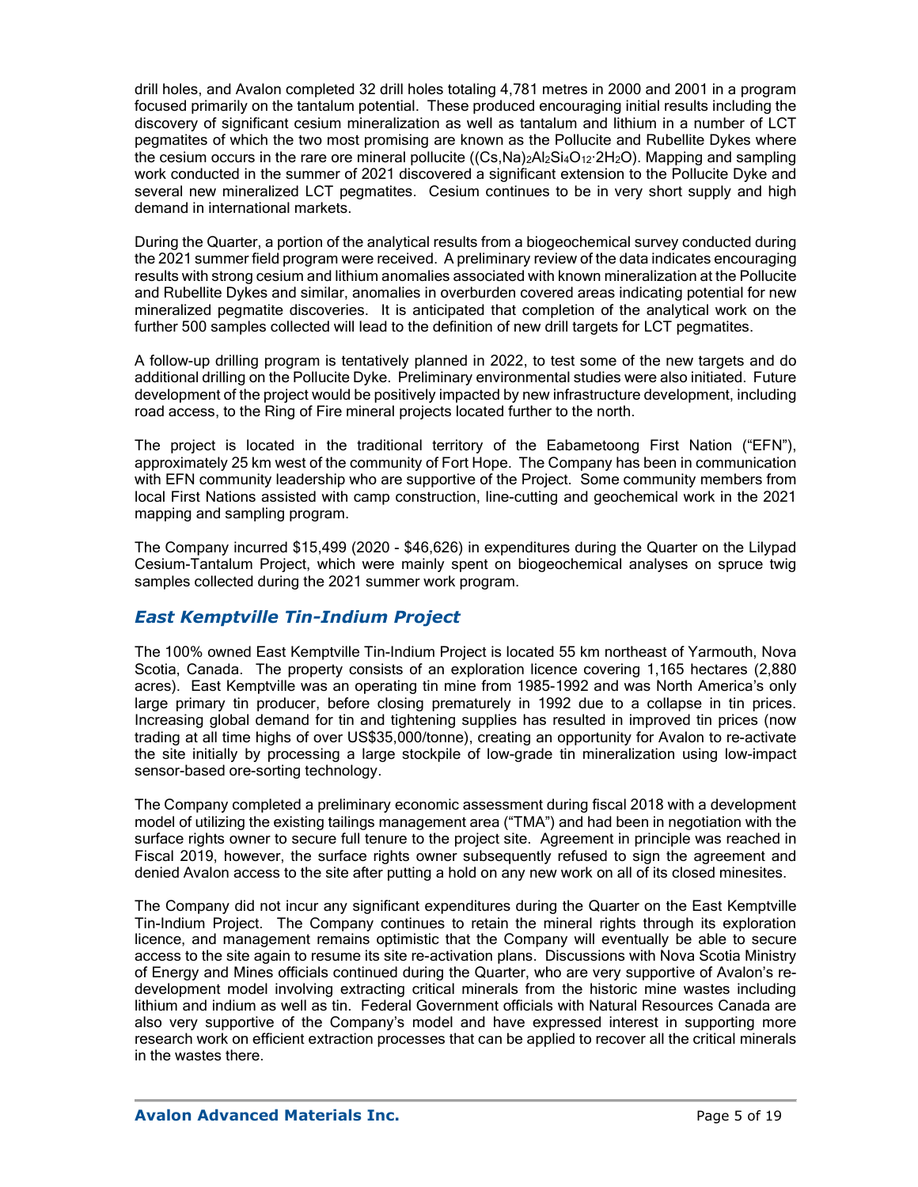drill holes, and Avalon completed 32 drill holes totaling 4,781 metres in 2000 and 2001 in a program focused primarily on the tantalum potential. These produced encouraging initial results including the discovery of significant cesium mineralization as well as tantalum and lithium in a number of LCT pegmatites of which the two most promising are known as the Pollucite and Rubellite Dykes where the cesium occurs in the rare ore mineral pollucite ($(Cs,Na)_2Al_2Si_4O_{12}\cdot 2H_2O$). Mapping and sampling work conducted in the summer of 2021 discovered a significant extension to the Pollucite Dyke and several new mineralized LCT pegmatites. Cesium continues to be in very short supply and high demand in international markets.

During the Quarter, a portion of the analytical results from a biogeochemical survey conducted during the 2021 summer field program were received. A preliminary review of the data indicates encouraging results with strong cesium and lithium anomalies associated with known mineralization at the Pollucite and Rubellite Dykes and similar, anomalies in overburden covered areas indicating potential for new mineralized pegmatite discoveries. It is anticipated that completion of the analytical work on the further 500 samples collected will lead to the definition of new drill targets for LCT pegmatites.

A follow-up drilling program is tentatively planned in 2022, to test some of the new targets and do additional drilling on the Pollucite Dyke. Preliminary environmental studies were also initiated. Future development of the project would be positively impacted by new infrastructure development, including road access, to the Ring of Fire mineral projects located further to the north.

The project is located in the traditional territory of the Eabametoong First Nation ("EFN"), approximately 25 km west of the community of Fort Hope. The Company has been in communication with EFN community leadership who are supportive of the Project. Some community members from local First Nations assisted with camp construction, line-cutting and geochemical work in the 2021 mapping and sampling program.

The Company incurred $15,499 (2020 - $46,626) in expenditures during the Quarter on the Lilypad Cesium-Tantalum Project, which were mainly spent on biogeochemical analyses on spruce twig samples collected during the 2021 summer work program.

## *East Kemptville Tin-Indium Project*

The 100% owned East Kemptville Tin-Indium Project is located 55 km northeast of Yarmouth, Nova Scotia, Canada. The property consists of an exploration licence covering 1,165 hectares (2,880 acres). East Kemptville was an operating tin mine from 1985-1992 and was North America's only large primary tin producer, before closing prematurely in 1992 due to a collapse in tin prices. Increasing global demand for tin and tightening supplies has resulted in improved tin prices (now trading at all time highs of over US$35,000/tonne), creating an opportunity for Avalon to re-activate the site initially by processing a large stockpile of low-grade tin mineralization using low-impact sensor-based ore-sorting technology.

The Company completed a preliminary economic assessment during fiscal 2018 with a development model of utilizing the existing tailings management area ("TMA") and had been in negotiation with the surface rights owner to secure full tenure to the project site. Agreement in principle was reached in Fiscal 2019, however, the surface rights owner subsequently refused to sign the agreement and denied Avalon access to the site after putting a hold on any new work on all of its closed minesites.

The Company did not incur any significant expenditures during the Quarter on the East Kemptville Tin-Indium Project. The Company continues to retain the mineral rights through its exploration licence, and management remains optimistic that the Company will eventually be able to secure access to the site again to resume its site re-activation plans. Discussions with Nova Scotia Ministry of Energy and Mines officials continued during the Quarter, who are very supportive of Avalon's re-development model involving extracting critical minerals from the historic mine wastes including lithium and indium as well as tin. Federal Government officials with Natural Resources Canada are also very supportive of the Company's model and have expressed interest in supporting more research work on efficient extraction processes that can be applied to recover all the critical minerals in the wastes there.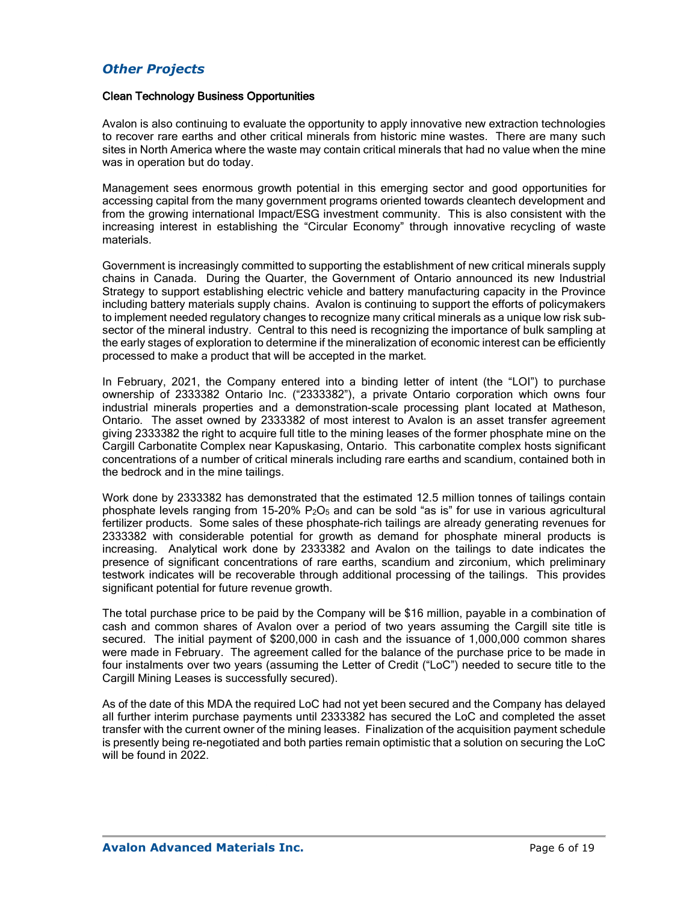## *Other Projects*

### Clean Technology Business Opportunities

Avalon is also continuing to evaluate the opportunity to apply innovative new extraction technologies to recover rare earths and other critical minerals from historic mine wastes. There are many such sites in North America where the waste may contain critical minerals that had no value when the mine was in operation but do today.

Management sees enormous growth potential in this emerging sector and good opportunities for accessing capital from the many government programs oriented towards cleantech development and from the growing international Impact/ESG investment community. This is also consistent with the increasing interest in establishing the "Circular Economy" through innovative recycling of waste materials.

Government is increasingly committed to supporting the establishment of new critical minerals supply chains in Canada. During the Quarter, the Government of Ontario announced its new Industrial Strategy to support establishing electric vehicle and battery manufacturing capacity in the Province including battery materials supply chains. Avalon is continuing to support the efforts of policymakers to implement needed regulatory changes to recognize many critical minerals as a unique low risk sub-sector of the mineral industry. Central to this need is recognizing the importance of bulk sampling at the early stages of exploration to determine if the mineralization of economic interest can be efficiently processed to make a product that will be accepted in the market.

In February, 2021, the Company entered into a binding letter of intent (the "LOI") to purchase ownership of 2333382 Ontario Inc. ("2333382"), a private Ontario corporation which owns four industrial minerals properties and a demonstration-scale processing plant located at Matheson, Ontario. The asset owned by 2333382 of most interest to Avalon is an asset transfer agreement giving 2333382 the right to acquire full title to the mining leases of the former phosphate mine on the Cargill Carbonatite Complex near Kapuskasing, Ontario. This carbonatite complex hosts significant concentrations of a number of critical minerals including rare earths and scandium, contained both in the bedrock and in the mine tailings.

Work done by 2333382 has demonstrated that the estimated 12.5 million tonnes of tailings contain phosphate levels ranging from 15-20% $P_2O_5$ and can be sold "as is" for use in various agricultural fertilizer products. Some sales of these phosphate-rich tailings are already generating revenues for 2333382 with considerable potential for growth as demand for phosphate mineral products is increasing. Analytical work done by 2333382 and Avalon on the tailings to date indicates the presence of significant concentrations of rare earths, scandium and zirconium, which preliminary testwork indicates will be recoverable through additional processing of the tailings. This provides significant potential for future revenue growth.

The total purchase price to be paid by the Company will be $16 million, payable in a combination of cash and common shares of Avalon over a period of two years assuming the Cargill site title is secured. The initial payment of $200,000 in cash and the issuance of 1,000,000 common shares were made in February. The agreement called for the balance of the purchase price to be made in four instalments over two years (assuming the Letter of Credit ("LoC") needed to secure title to the Cargill Mining Leases is successfully secured).

As of the date of this MDA the required LoC had not yet been secured and the Company has delayed all further interim purchase payments until 2333382 has secured the LoC and completed the asset transfer with the current owner of the mining leases. Finalization of the acquisition payment schedule is presently being re-negotiated and both parties remain optimistic that a solution on securing the LoC will be found in 2022.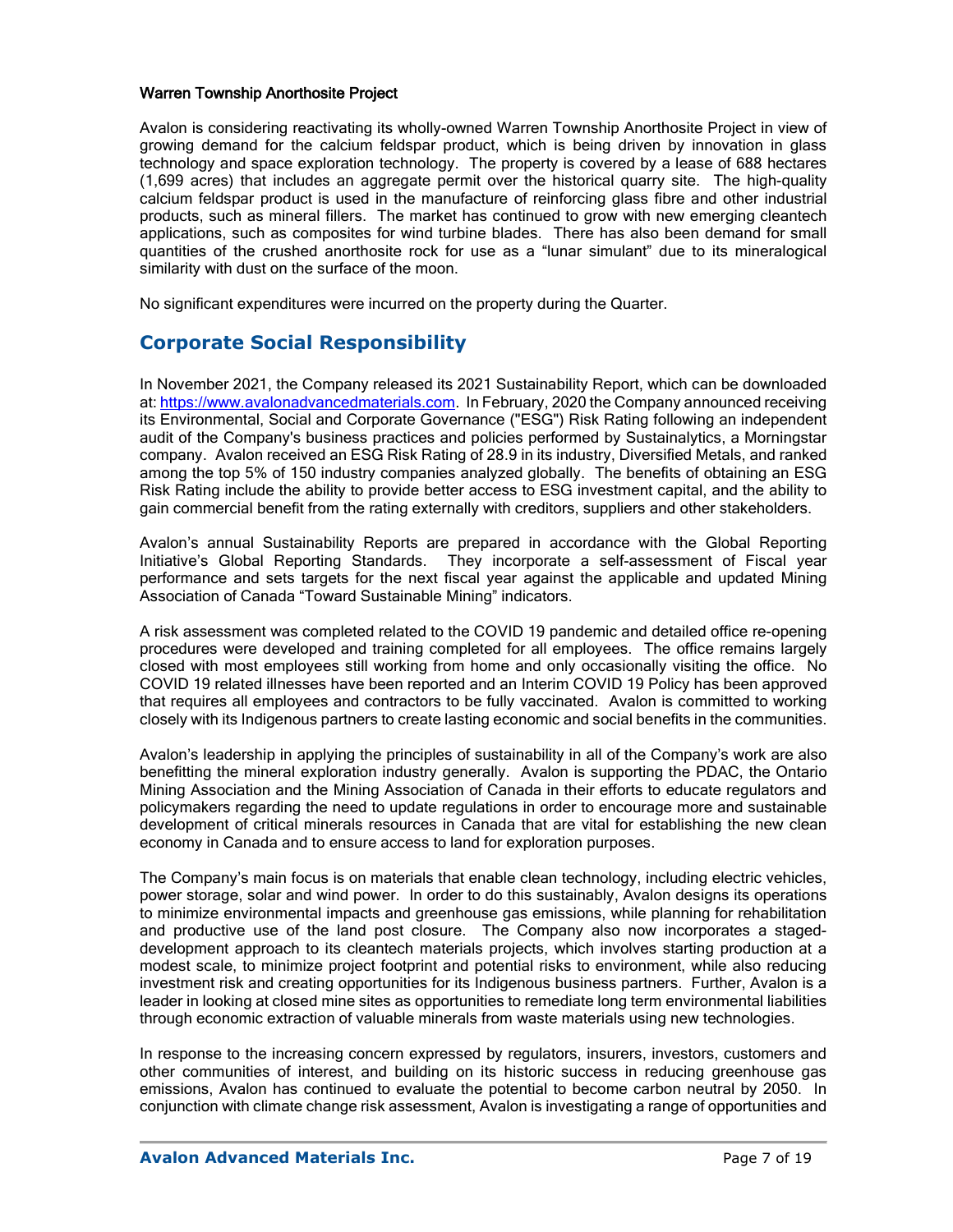### Warren Township Anorthosite Project

Avalon is considering reactivating its wholly-owned Warren Township Anorthosite Project in view of growing demand for the calcium feldspar product, which is being driven by innovation in glass technology and space exploration technology. The property is covered by a lease of 688 hectares (1,699 acres) that includes an aggregate permit over the historical quarry site. The high-quality calcium feldspar product is used in the manufacture of reinforcing glass fibre and other industrial products, such as mineral fillers. The market has continued to grow with new emerging cleantech applications, such as composites for wind turbine blades. There has also been demand for small quantities of the crushed anorthosite rock for use as a "lunar simulant" due to its mineralogical similarity with dust on the surface of the moon.

No significant expenditures were incurred on the property during the Quarter.

## Corporate Social Responsibility

In November 2021, the Company released its 2021 Sustainability Report, which can be downloaded at: [https://www.avalonadvancedmaterials.com](https://www.avalonadvancedmaterials.com). In February, 2020 the Company announced receiving its Environmental, Social and Corporate Governance ("ESG") Risk Rating following an independent audit of the Company's business practices and policies performed by Sustainalytics, a Morningstar company. Avalon received an ESG Risk Rating of 28.9 in its industry, Diversified Metals, and ranked among the top 5% of 150 industry companies analyzed globally. The benefits of obtaining an ESG Risk Rating include the ability to provide better access to ESG investment capital, and the ability to gain commercial benefit from the rating externally with creditors, suppliers and other stakeholders.

Avalon's annual Sustainability Reports are prepared in accordance with the Global Reporting Initiative's Global Reporting Standards. They incorporate a self-assessment of Fiscal year performance and sets targets for the next fiscal year against the applicable and updated Mining Association of Canada "Toward Sustainable Mining" indicators.

A risk assessment was completed related to the COVID 19 pandemic and detailed office re-opening procedures were developed and training completed for all employees. The office remains largely closed with most employees still working from home and only occasionally visiting the office. No COVID 19 related illnesses have been reported and an Interim COVID 19 Policy has been approved that requires all employees and contractors to be fully vaccinated. Avalon is committed to working closely with its Indigenous partners to create lasting economic and social benefits in the communities.

Avalon's leadership in applying the principles of sustainability in all of the Company's work are also benefitting the mineral exploration industry generally. Avalon is supporting the PDAC, the Ontario Mining Association and the Mining Association of Canada in their efforts to educate regulators and policymakers regarding the need to update regulations in order to encourage more and sustainable development of critical minerals resources in Canada that are vital for establishing the new clean economy in Canada and to ensure access to land for exploration purposes.

The Company's main focus is on materials that enable clean technology, including electric vehicles, power storage, solar and wind power. In order to do this sustainably, Avalon designs its operations to minimize environmental impacts and greenhouse gas emissions, while planning for rehabilitation and productive use of the land post closure. The Company also now incorporates a staged-development approach to its cleantech materials projects, which involves starting production at a modest scale, to minimize project footprint and potential risks to environment, while also reducing investment risk and creating opportunities for its Indigenous business partners. Further, Avalon is a leader in looking at closed mine sites as opportunities to remediate long term environmental liabilities through economic extraction of valuable minerals from waste materials using new technologies.

In response to the increasing concern expressed by regulators, insurers, investors, customers and other communities of interest, and building on its historic success in reducing greenhouse gas emissions, Avalon has continued to evaluate the potential to become carbon neutral by 2050. In conjunction with climate change risk assessment, Avalon is investigating a range of opportunities and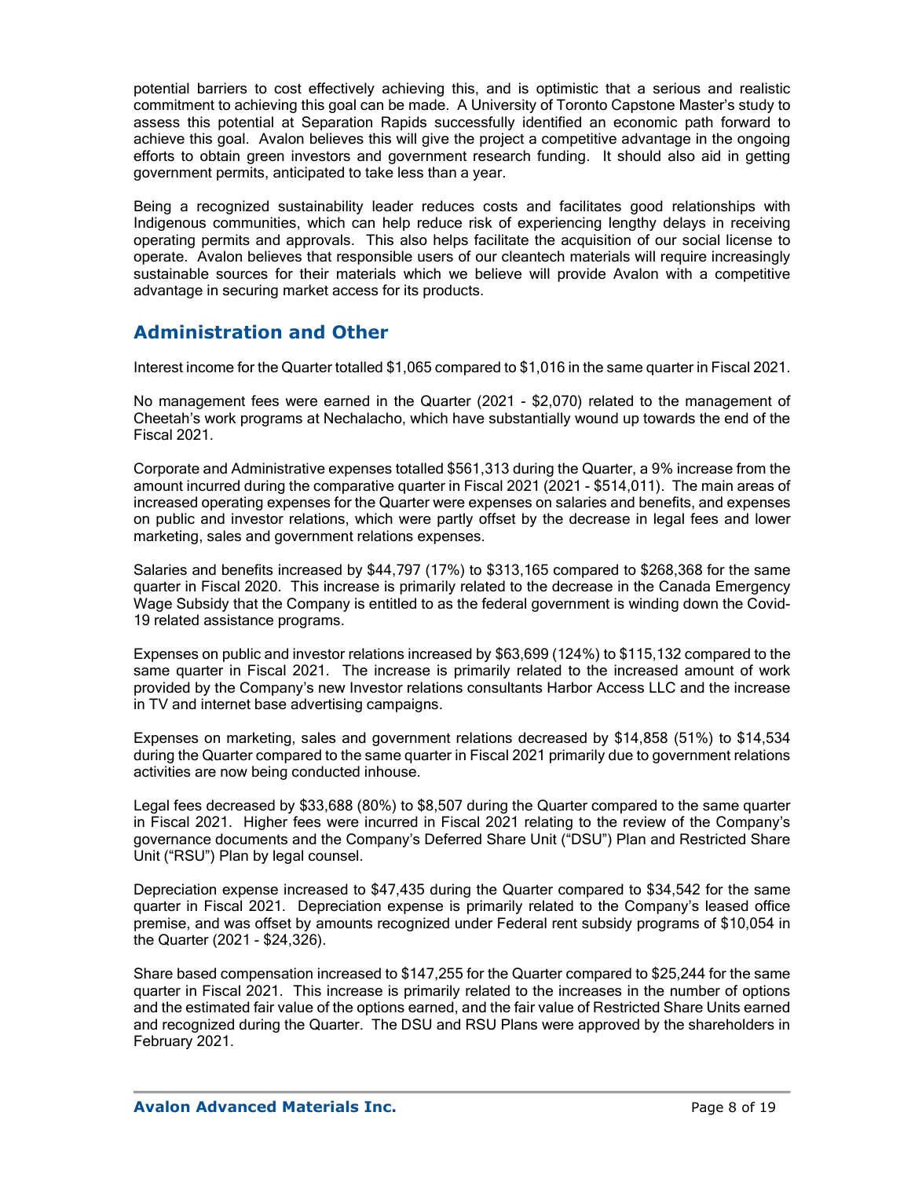potential barriers to cost effectively achieving this, and is optimistic that a serious and realistic commitment to achieving this goal can be made. A University of Toronto Capstone Master's study to assess this potential at Separation Rapids successfully identified an economic path forward to achieve this goal. Avalon believes this will give the project a competitive advantage in the ongoing efforts to obtain green investors and government research funding. It should also aid in getting government permits, anticipated to take less than a year.

Being a recognized sustainability leader reduces costs and facilitates good relationships with Indigenous communities, which can help reduce risk of experiencing lengthy delays in receiving operating permits and approvals. This also helps facilitate the acquisition of our social license to operate. Avalon believes that responsible users of our cleantech materials will require increasingly sustainable sources for their materials which we believe will provide Avalon with a competitive advantage in securing market access for its products.

## Administration and Other

Interest income for the Quarter totalled $1,065 compared to $1,016 in the same quarter in Fiscal 2021.

No management fees were earned in the Quarter (2021 - $2,070) related to the management of Cheetah's work programs at Nechalacho, which have substantially wound up towards the end of the Fiscal 2021.

Corporate and Administrative expenses totalled $561,313 during the Quarter, a 9% increase from the amount incurred during the comparative quarter in Fiscal 2021 (2021 - $514,011). The main areas of increased operating expenses for the Quarter were expenses on salaries and benefits, and expenses on public and investor relations, which were partly offset by the decrease in legal fees and lower marketing, sales and government relations expenses.

Salaries and benefits increased by $44,797 (17%) to $313,165 compared to $268,368 for the same quarter in Fiscal 2020. This increase is primarily related to the decrease in the Canada Emergency Wage Subsidy that the Company is entitled to as the federal government is winding down the Covid-19 related assistance programs.

Expenses on public and investor relations increased by $63,699 (124%) to $115,132 compared to the same quarter in Fiscal 2021. The increase is primarily related to the increased amount of work provided by the Company's new Investor relations consultants Harbor Access LLC and the increase in TV and internet base advertising campaigns.

Expenses on marketing, sales and government relations decreased by $14,858 (51%) to $14,534 during the Quarter compared to the same quarter in Fiscal 2021 primarily due to government relations activities are now being conducted inhouse.

Legal fees decreased by $33,688 (80%) to $8,507 during the Quarter compared to the same quarter in Fiscal 2021. Higher fees were incurred in Fiscal 2021 relating to the review of the Company's governance documents and the Company's Deferred Share Unit ("DSU") Plan and Restricted Share Unit ("RSU") Plan by legal counsel.

Depreciation expense increased to $47,435 during the Quarter compared to $34,542 for the same quarter in Fiscal 2021. Depreciation expense is primarily related to the Company's leased office premise, and was offset by amounts recognized under Federal rent subsidy programs of $10,054 in the Quarter (2021 - $24,326).

Share based compensation increased to $147,255 for the Quarter compared to $25,244 for the same quarter in Fiscal 2021. This increase is primarily related to the increases in the number of options and the estimated fair value of the options earned, and the fair value of Restricted Share Units earned and recognized during the Quarter. The DSU and RSU Plans were approved by the shareholders in February 2021.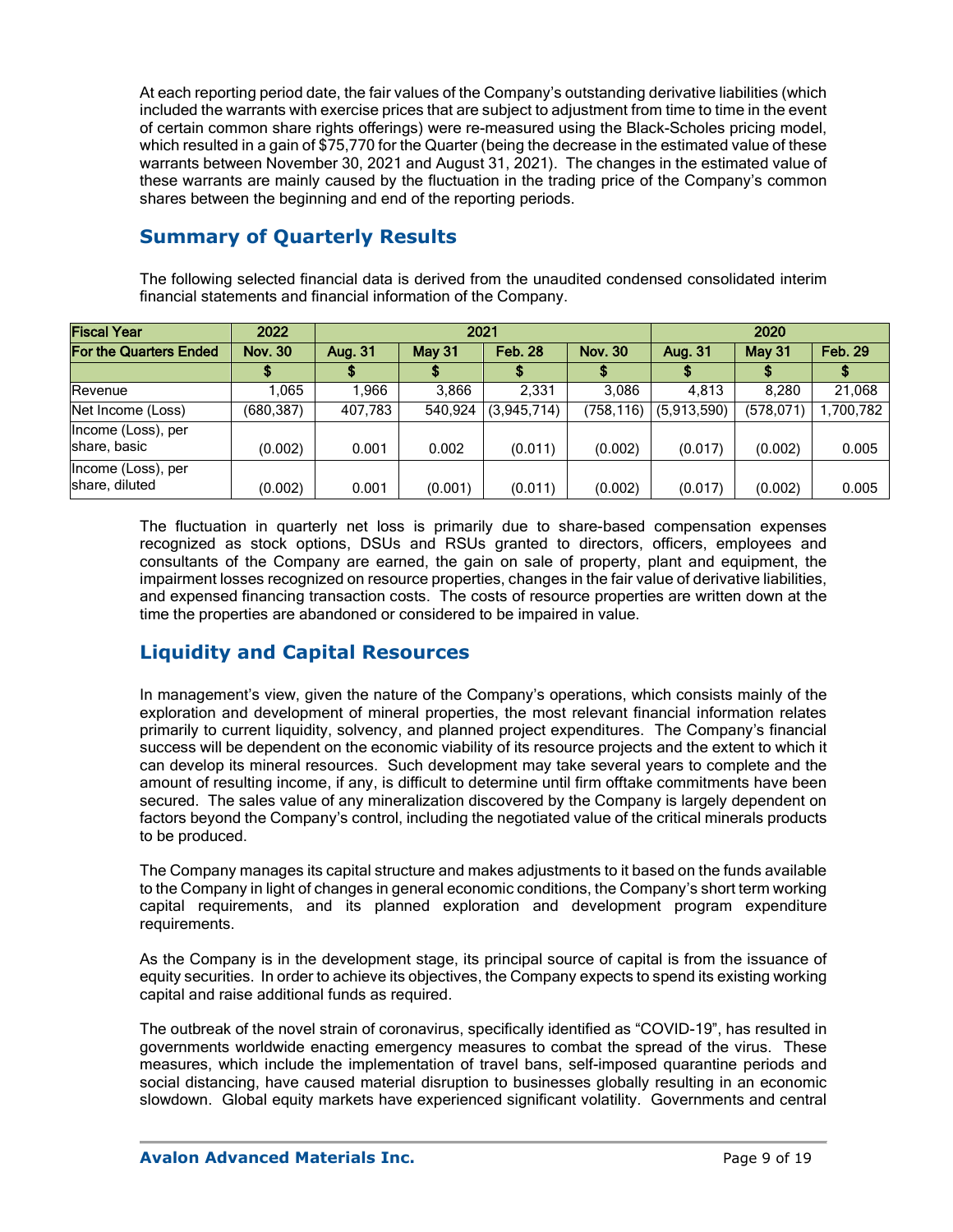At each reporting period date, the fair values of the Company's outstanding derivative liabilities (which included the warrants with exercise prices that are subject to adjustment from time to time in the event of certain common share rights offerings) were re-measured using the Black-Scholes pricing model, which resulted in a gain of $75,770 for the Quarter (being the decrease in the estimated value of these warrants between November 30, 2021 and August 31, 2021). The changes in the estimated value of these warrants are mainly caused by the fluctuation in the trading price of the Company's common shares between the beginning and end of the reporting periods.

## Summary of Quarterly Results

The following selected financial data is derived from the unaudited condensed consolidated interim financial statements and financial information of the Company.

| Fiscal Year | 2022 | 2021 | | | | 2020 | | |
|---|---|---|---|---|---|---|---|---|
| For the Quarters Ended | Nov. 30 | Aug. 31 | May 31 | Feb. 28 | Nov. 30 | Aug. 31 | May 31 | Feb. 29 |
| | $ | $ | $ | $ | $ | $ | $ | $ |
| Revenue | 1,065 | 1,966 | 3,866 | 2,331 | 3,086 | 4,813 | 8,280 | 21,068 |
| Net Income (Loss) | (680,387) | 407,783 | 540,924 | (3,945,714) | (758,116) | (5,913,590) | (578,071) | 1,700,782 |
| Income (Loss), per share, basic | (0.002) | 0.001 | 0.002 | (0.011) | (0.002) | (0.017) | (0.002) | 0.005 |
| Income (Loss), per share, diluted | (0.002) | 0.001 | (0.001) | (0.011) | (0.002) | (0.017) | (0.002) | 0.005 |

The fluctuation in quarterly net loss is primarily due to share-based compensation expenses recognized as stock options, DSUs and RSUs granted to directors, officers, employees and consultants of the Company are earned, the gain on sale of property, plant and equipment, the impairment losses recognized on resource properties, changes in the fair value of derivative liabilities, and expensed financing transaction costs. The costs of resource properties are written down at the time the properties are abandoned or considered to be impaired in value.

## Liquidity and Capital Resources

In management's view, given the nature of the Company's operations, which consists mainly of the exploration and development of mineral properties, the most relevant financial information relates primarily to current liquidity, solvency, and planned project expenditures. The Company's financial success will be dependent on the economic viability of its resource projects and the extent to which it can develop its mineral resources. Such development may take several years to complete and the amount of resulting income, if any, is difficult to determine until firm offtake commitments have been secured. The sales value of any mineralization discovered by the Company is largely dependent on factors beyond the Company's control, including the negotiated value of the critical minerals products to be produced.

The Company manages its capital structure and makes adjustments to it based on the funds available to the Company in light of changes in general economic conditions, the Company's short term working capital requirements, and its planned exploration and development program expenditure requirements.

As the Company is in the development stage, its principal source of capital is from the issuance of equity securities. In order to achieve its objectives, the Company expects to spend its existing working capital and raise additional funds as required.

The outbreak of the novel strain of coronavirus, specifically identified as "COVID-19", has resulted in governments worldwide enacting emergency measures to combat the spread of the virus. These measures, which include the implementation of travel bans, self-imposed quarantine periods and social distancing, have caused material disruption to businesses globally resulting in an economic slowdown. Global equity markets have experienced significant volatility. Governments and central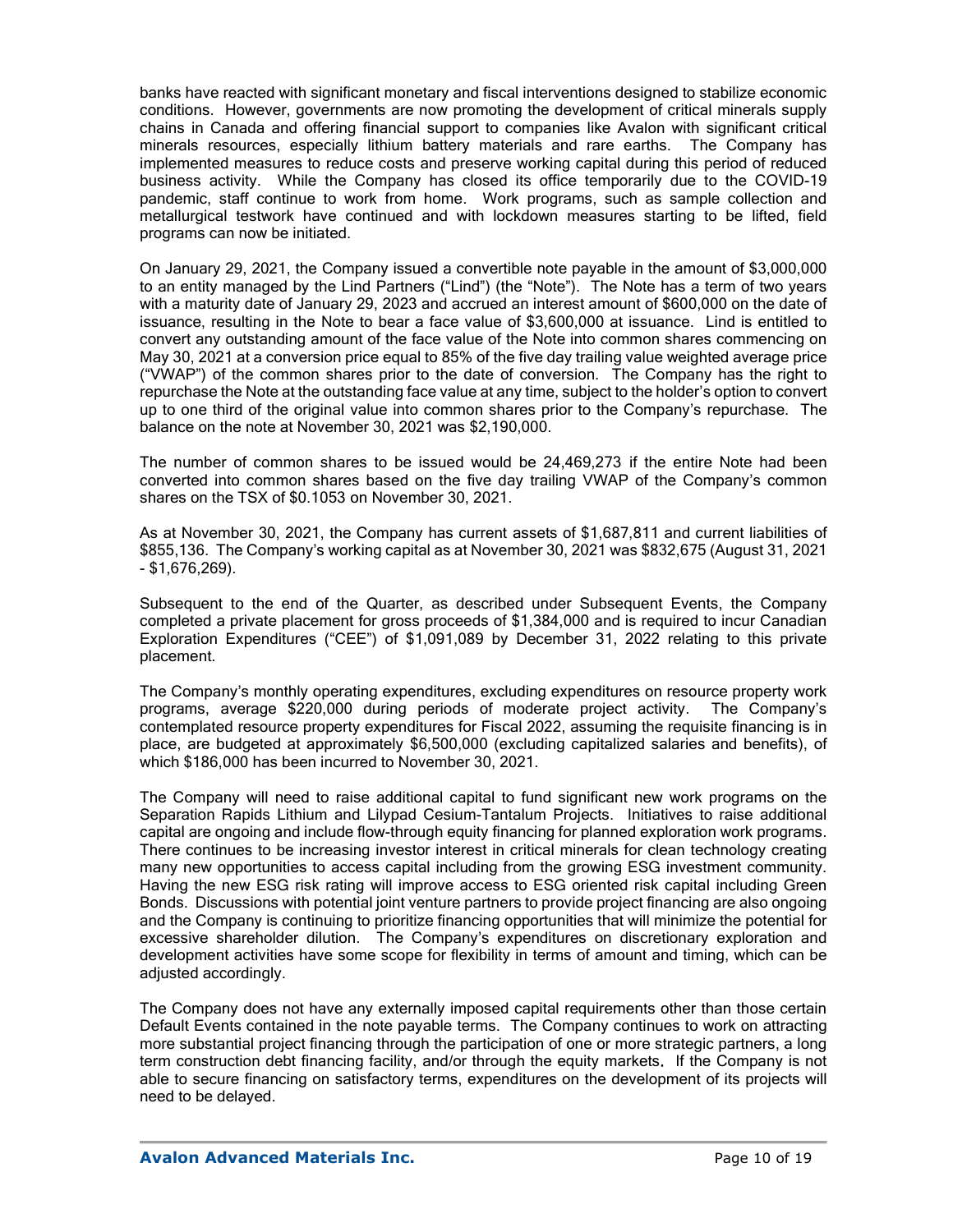banks have reacted with significant monetary and fiscal interventions designed to stabilize economic conditions. However, governments are now promoting the development of critical minerals supply chains in Canada and offering financial support to companies like Avalon with significant critical minerals resources, especially lithium battery materials and rare earths. The Company has implemented measures to reduce costs and preserve working capital during this period of reduced business activity. While the Company has closed its office temporarily due to the COVID-19 pandemic, staff continue to work from home. Work programs, such as sample collection and metallurgical testwork have continued and with lockdown measures starting to be lifted, field programs can now be initiated.

On January 29, 2021, the Company issued a convertible note payable in the amount of $3,000,000 to an entity managed by the Lind Partners ("Lind") (the "Note"). The Note has a term of two years with a maturity date of January 29, 2023 and accrued an interest amount of $600,000 on the date of issuance, resulting in the Note to bear a face value of $3,600,000 at issuance. Lind is entitled to convert any outstanding amount of the face value of the Note into common shares commencing on May 30, 2021 at a conversion price equal to 85% of the five day trailing value weighted average price ("VWAP") of the common shares prior to the date of conversion. The Company has the right to repurchase the Note at the outstanding face value at any time, subject to the holder's option to convert up to one third of the original value into common shares prior to the Company's repurchase. The balance on the note at November 30, 2021 was $2,190,000.

The number of common shares to be issued would be 24,469,273 if the entire Note had been converted into common shares based on the five day trailing VWAP of the Company's common shares on the TSX of $0.1053 on November 30, 2021.

As at November 30, 2021, the Company has current assets of $1,687,811 and current liabilities of $855,136. The Company's working capital as at November 30, 2021 was $832,675 (August 31, 2021 - $1,676,269).

Subsequent to the end of the Quarter, as described under Subsequent Events, the Company completed a private placement for gross proceeds of $1,384,000 and is required to incur Canadian Exploration Expenditures ("CEE") of $1,091,089 by December 31, 2022 relating to this private placement.

The Company's monthly operating expenditures, excluding expenditures on resource property work programs, average $220,000 during periods of moderate project activity. The Company's contemplated resource property expenditures for Fiscal 2022, assuming the requisite financing is in place, are budgeted at approximately $6,500,000 (excluding capitalized salaries and benefits), of which $186,000 has been incurred to November 30, 2021.

The Company will need to raise additional capital to fund significant new work programs on the Separation Rapids Lithium and Lilypad Cesium-Tantalum Projects. Initiatives to raise additional capital are ongoing and include flow-through equity financing for planned exploration work programs. There continues to be increasing investor interest in critical minerals for clean technology creating many new opportunities to access capital including from the growing ESG investment community. Having the new ESG risk rating will improve access to ESG oriented risk capital including Green Bonds. Discussions with potential joint venture partners to provide project financing are also ongoing and the Company is continuing to prioritize financing opportunities that will minimize the potential for excessive shareholder dilution. The Company's expenditures on discretionary exploration and development activities have some scope for flexibility in terms of amount and timing, which can be adjusted accordingly.

The Company does not have any externally imposed capital requirements other than those certain Default Events contained in the note payable terms. The Company continues to work on attracting more substantial project financing through the participation of one or more strategic partners, a long term construction debt financing facility, and/or through the equity markets. If the Company is not able to secure financing on satisfactory terms, expenditures on the development of its projects will need to be delayed.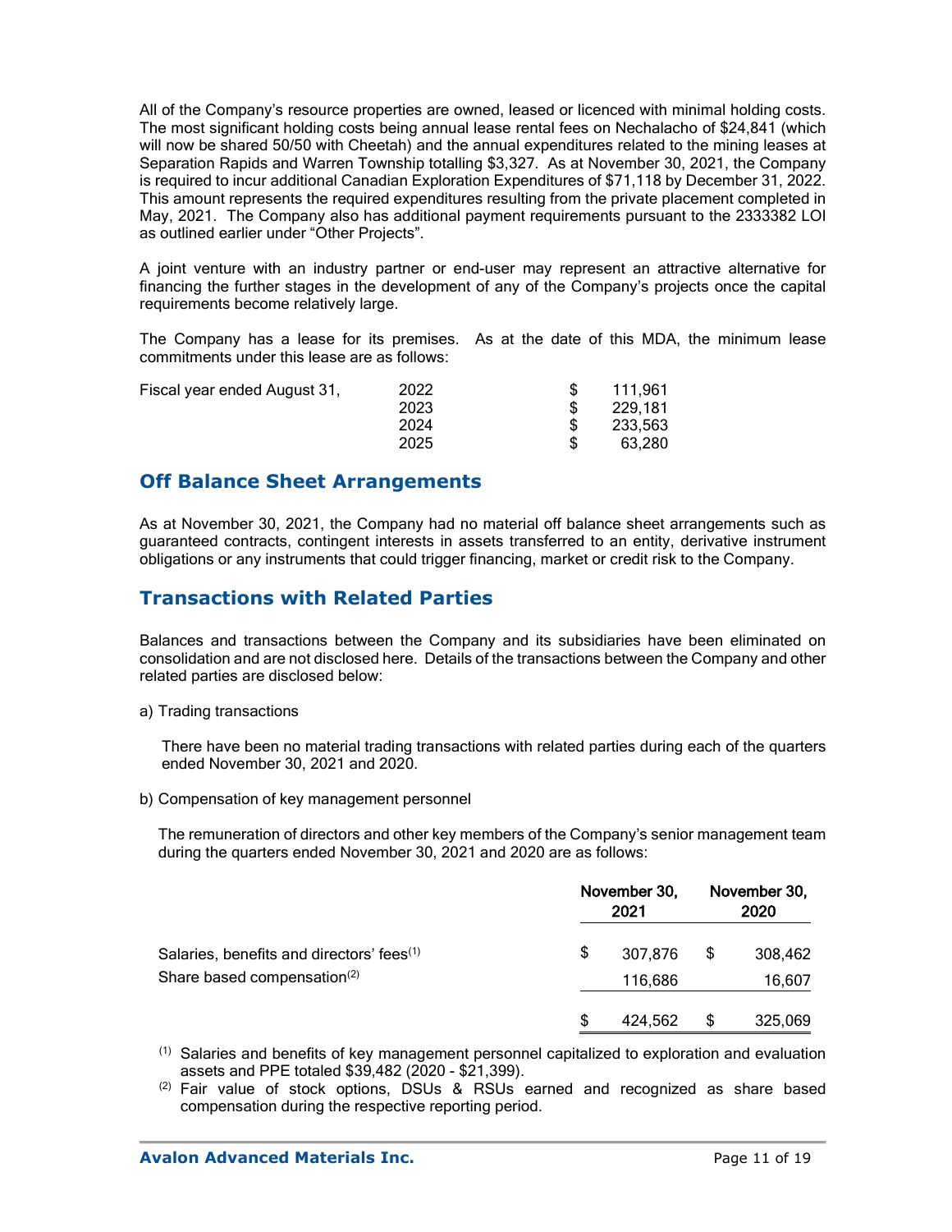All of the Company's resource properties are owned, leased or licenced with minimal holding costs. The most significant holding costs being annual lease rental fees on Nechalacho of $24,841 (which will now be shared 50/50 with Cheetah) and the annual expenditures related to the mining leases at Separation Rapids and Warren Township totalling $3,327. As at November 30, 2021, the Company is required to incur additional Canadian Exploration Expenditures of $71,118 by December 31, 2022. This amount represents the required expenditures resulting from the private placement completed in May, 2021. The Company also has additional payment requirements pursuant to the 2333382 LOI as outlined earlier under "Other Projects".

A joint venture with an industry partner or end-user may represent an attractive alternative for financing the further stages in the development of any of the Company's projects once the capital requirements become relatively large.

The Company has a lease for its premises. As at the date of this MDA, the minimum lease commitments under this lease are as follows:

| | | | |
|---|---|---|---|
| Fiscal year ended August 31, | 2022 | $ | 111,961 |
| | 2023 | $ | 229,181 |
| | 2024 | $ | 233,563 |
| | 2025 | $ | 63,280 |

## Off Balance Sheet Arrangements

As at November 30, 2021, the Company had no material off balance sheet arrangements such as guaranteed contracts, contingent interests in assets transferred to an entity, derivative instrument obligations or any instruments that could trigger financing, market or credit risk to the Company.

## Transactions with Related Parties

Balances and transactions between the Company and its subsidiaries have been eliminated on consolidation and are not disclosed here. Details of the transactions between the Company and other related parties are disclosed below:

a) Trading transactions

There have been no material trading transactions with related parties during each of the quarters ended November 30, 2021 and 2020.

b) Compensation of key management personnel

The remuneration of directors and other key members of the Company's senior management team during the quarters ended November 30, 2021 and 2020 are as follows:

| | November 30, 2021 | November 30, 2020 |
|---|---|---|
| Salaries, benefits and directors' fees[(1)] | $ 307,876 | $ 308,462 |
| Share based compensation[(2)] | 116,686 | 16,607 |
| | $ 424,562 | $ 325,069 |

[(1)] Salaries and benefits of key management personnel capitalized to exploration and evaluation assets and PPE totaled $39,482 (2020 - $21,399).

[(2)] Fair value of stock options, DSUs & RSUs earned and recognized as share based compensation during the respective reporting period.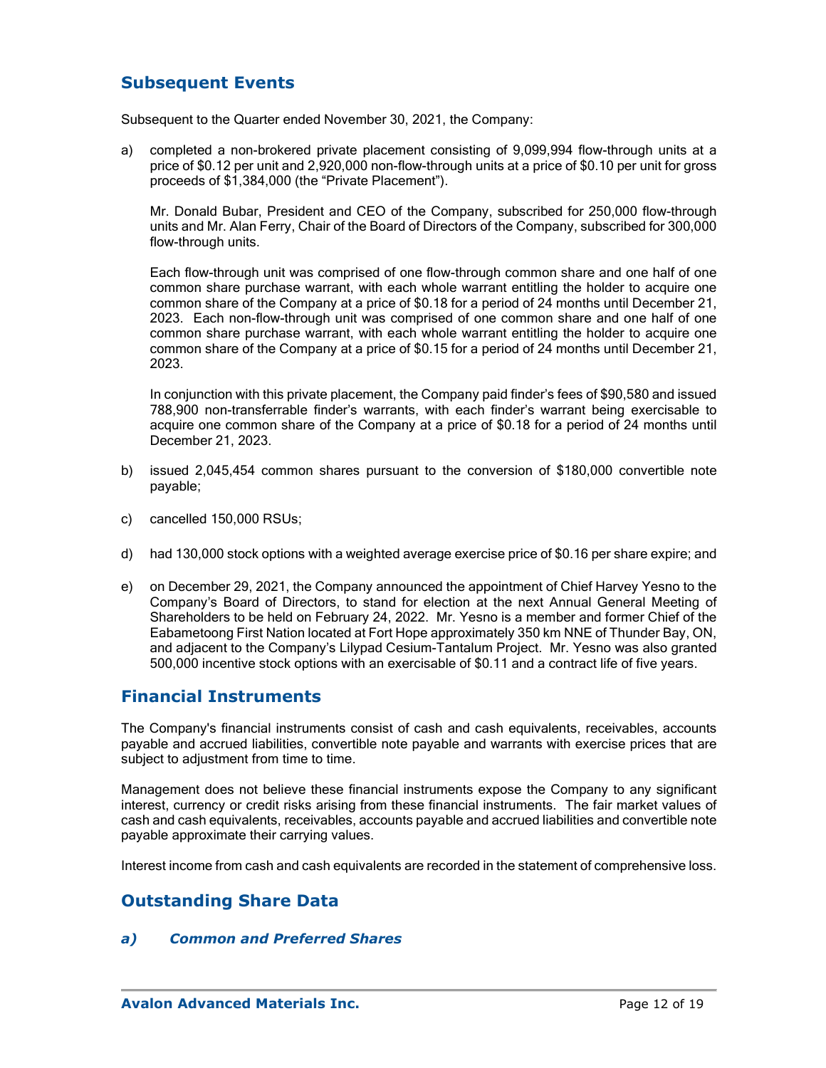## Subsequent Events

Subsequent to the Quarter ended November 30, 2021, the Company:

a) completed a non-brokered private placement consisting of 9,099,994 flow-through units at a price of $0.12 per unit and 2,920,000 non-flow-through units at a price of $0.10 per unit for gross proceeds of $1,384,000 (the "Private Placement").

   Mr. Donald Bubar, President and CEO of the Company, subscribed for 250,000 flow-through units and Mr. Alan Ferry, Chair of the Board of Directors of the Company, subscribed for 300,000 flow-through units.

   Each flow-through unit was comprised of one flow-through common share and one half of one common share purchase warrant, with each whole warrant entitling the holder to acquire one common share of the Company at a price of $0.18 for a period of 24 months until December 21, 2023. Each non-flow-through unit was comprised of one common share and one half of one common share purchase warrant, with each whole warrant entitling the holder to acquire one common share of the Company at a price of $0.15 for a period of 24 months until December 21, 2023.

   In conjunction with this private placement, the Company paid finder's fees of $90,580 and issued 788,900 non-transferrable finder's warrants, with each finder's warrant being exercisable to acquire one common share of the Company at a price of $0.18 for a period of 24 months until December 21, 2023.

b) issued 2,045,454 common shares pursuant to the conversion of $180,000 convertible note payable;

c) cancelled 150,000 RSUs;

d) had 130,000 stock options with a weighted average exercise price of $0.16 per share expire; and

e) on December 29, 2021, the Company announced the appointment of Chief Harvey Yesno to the Company's Board of Directors, to stand for election at the next Annual General Meeting of Shareholders to be held on February 24, 2022. Mr. Yesno is a member and former Chief of the Eabametoong First Nation located at Fort Hope approximately 350 km NNE of Thunder Bay, ON, and adjacent to the Company's Lilypad Cesium-Tantalum Project. Mr. Yesno was also granted 500,000 incentive stock options with an exercisable of $0.11 and a contract life of five years.

## Financial Instruments

The Company's financial instruments consist of cash and cash equivalents, receivables, accounts payable and accrued liabilities, convertible note payable and warrants with exercise prices that are subject to adjustment from time to time.

Management does not believe these financial instruments expose the Company to any significant interest, currency or credit risks arising from these financial instruments. The fair market values of cash and cash equivalents, receivables, accounts payable and accrued liabilities and convertible note payable approximate their carrying values.

Interest income from cash and cash equivalents are recorded in the statement of comprehensive loss.

## Outstanding Share Data

### *a) Common and Preferred Shares*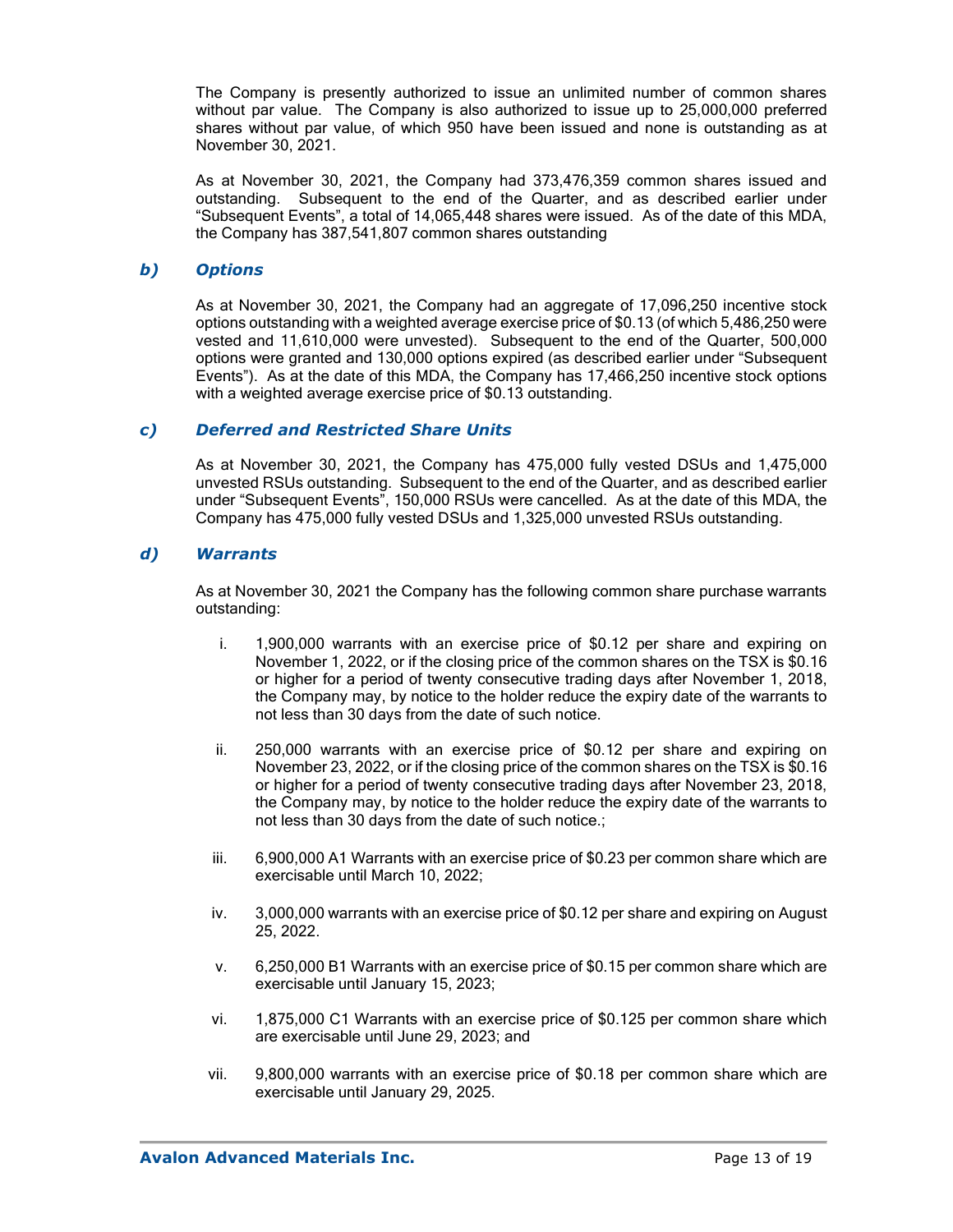The Company is presently authorized to issue an unlimited number of common shares without par value. The Company is also authorized to issue up to 25,000,000 preferred shares without par value, of which 950 have been issued and none is outstanding as at November 30, 2021.

As at November 30, 2021, the Company had 373,476,359 common shares issued and outstanding. Subsequent to the end of the Quarter, and as described earlier under "Subsequent Events", a total of 14,065,448 shares were issued. As of the date of this MDA, the Company has 387,541,807 common shares outstanding

### *b) Options*

As at November 30, 2021, the Company had an aggregate of 17,096,250 incentive stock options outstanding with a weighted average exercise price of $0.13 (of which 5,486,250 were vested and 11,610,000 were unvested). Subsequent to the end of the Quarter, 500,000 options were granted and 130,000 options expired (as described earlier under "Subsequent Events"). As at the date of this MDA, the Company has 17,466,250 incentive stock options with a weighted average exercise price of $0.13 outstanding.

### *c) Deferred and Restricted Share Units*

As at November 30, 2021, the Company has 475,000 fully vested DSUs and 1,475,000 unvested RSUs outstanding. Subsequent to the end of the Quarter, and as described earlier under "Subsequent Events", 150,000 RSUs were cancelled. As at the date of this MDA, the Company has 475,000 fully vested DSUs and 1,325,000 unvested RSUs outstanding.

### *d) Warrants*

As at November 30, 2021 the Company has the following common share purchase warrants outstanding:

i. 1,900,000 warrants with an exercise price of $0.12 per share and expiring on November 1, 2022, or if the closing price of the common shares on the TSX is $0.16 or higher for a period of twenty consecutive trading days after November 1, 2018, the Company may, by notice to the holder reduce the expiry date of the warrants to not less than 30 days from the date of such notice.

ii. 250,000 warrants with an exercise price of $0.12 per share and expiring on November 23, 2022, or if the closing price of the common shares on the TSX is $0.16 or higher for a period of twenty consecutive trading days after November 23, 2018, the Company may, by notice to the holder reduce the expiry date of the warrants to not less than 30 days from the date of such notice.;

iii. 6,900,000 A1 Warrants with an exercise price of $0.23 per common share which are exercisable until March 10, 2022;

iv. 3,000,000 warrants with an exercise price of $0.12 per share and expiring on August 25, 2022.

v. 6,250,000 B1 Warrants with an exercise price of $0.15 per common share which are exercisable until January 15, 2023;

vi. 1,875,000 C1 Warrants with an exercise price of $0.125 per common share which are exercisable until June 29, 2023; and

vii. 9,800,000 warrants with an exercise price of $0.18 per common share which are exercisable until January 29, 2025.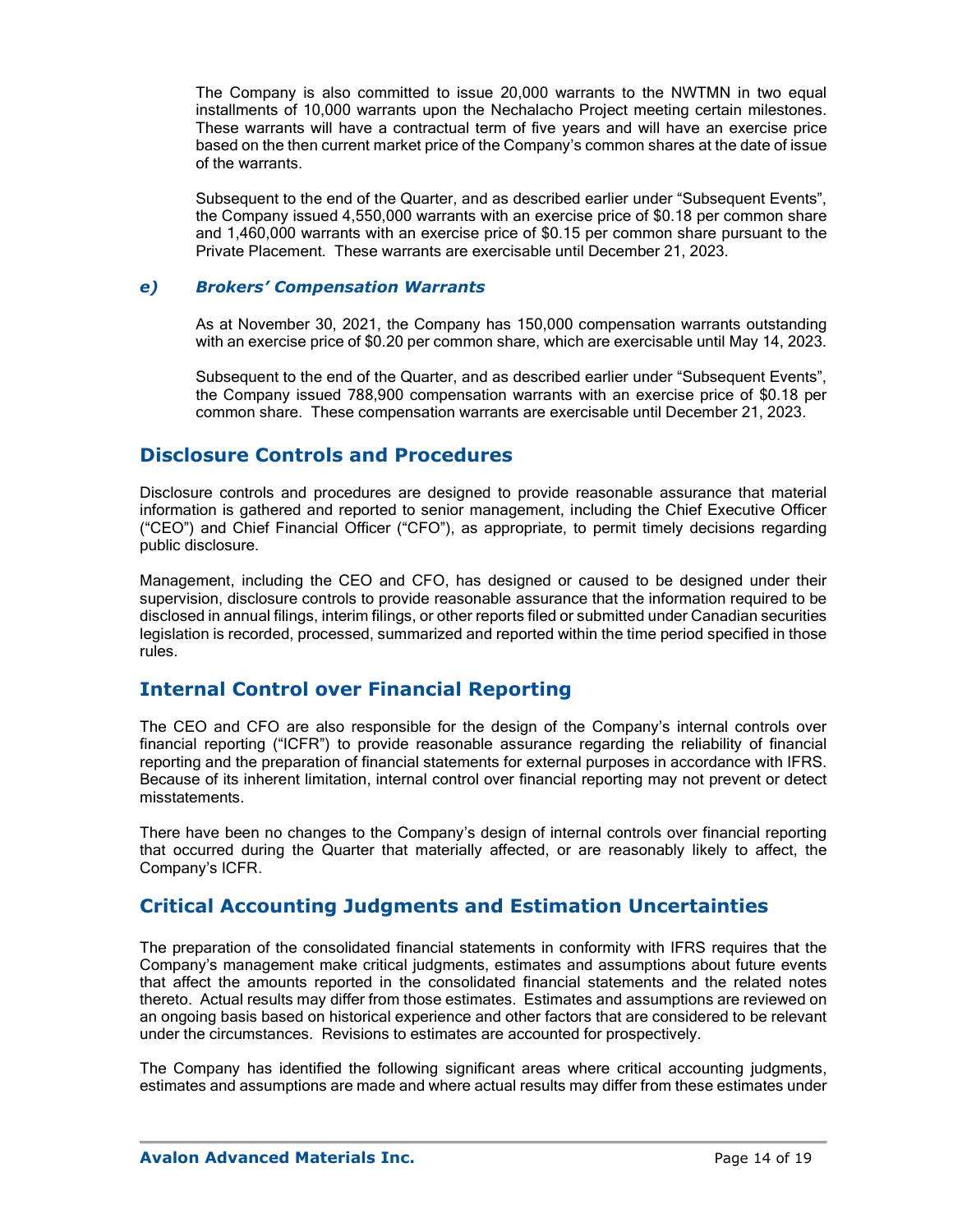The Company is also committed to issue 20,000 warrants to the NWTMN in two equal installments of 10,000 warrants upon the Nechalacho Project meeting certain milestones. These warrants will have a contractual term of five years and will have an exercise price based on the then current market price of the Company's common shares at the date of issue of the warrants.

Subsequent to the end of the Quarter, and as described earlier under "Subsequent Events", the Company issued 4,550,000 warrants with an exercise price of $0.18 per common share and 1,460,000 warrants with an exercise price of $0.15 per common share pursuant to the Private Placement. These warrants are exercisable until December 21, 2023.

### e) *Brokers' Compensation Warrants*

As at November 30, 2021, the Company has 150,000 compensation warrants outstanding with an exercise price of $0.20 per common share, which are exercisable until May 14, 2023.

Subsequent to the end of the Quarter, and as described earlier under "Subsequent Events", the Company issued 788,900 compensation warrants with an exercise price of $0.18 per common share. These compensation warrants are exercisable until December 21, 2023.

## Disclosure Controls and Procedures

Disclosure controls and procedures are designed to provide reasonable assurance that material information is gathered and reported to senior management, including the Chief Executive Officer ("CEO") and Chief Financial Officer ("CFO"), as appropriate, to permit timely decisions regarding public disclosure.

Management, including the CEO and CFO, has designed or caused to be designed under their supervision, disclosure controls to provide reasonable assurance that the information required to be disclosed in annual filings, interim filings, or other reports filed or submitted under Canadian securities legislation is recorded, processed, summarized and reported within the time period specified in those rules.

## Internal Control over Financial Reporting

The CEO and CFO are also responsible for the design of the Company's internal controls over financial reporting ("ICFR") to provide reasonable assurance regarding the reliability of financial reporting and the preparation of financial statements for external purposes in accordance with IFRS. Because of its inherent limitation, internal control over financial reporting may not prevent or detect misstatements.

There have been no changes to the Company's design of internal controls over financial reporting that occurred during the Quarter that materially affected, or are reasonably likely to affect, the Company's ICFR.

## Critical Accounting Judgments and Estimation Uncertainties

The preparation of the consolidated financial statements in conformity with IFRS requires that the Company's management make critical judgments, estimates and assumptions about future events that affect the amounts reported in the consolidated financial statements and the related notes thereto. Actual results may differ from those estimates. Estimates and assumptions are reviewed on an ongoing basis based on historical experience and other factors that are considered to be relevant under the circumstances. Revisions to estimates are accounted for prospectively.

The Company has identified the following significant areas where critical accounting judgments, estimates and assumptions are made and where actual results may differ from these estimates under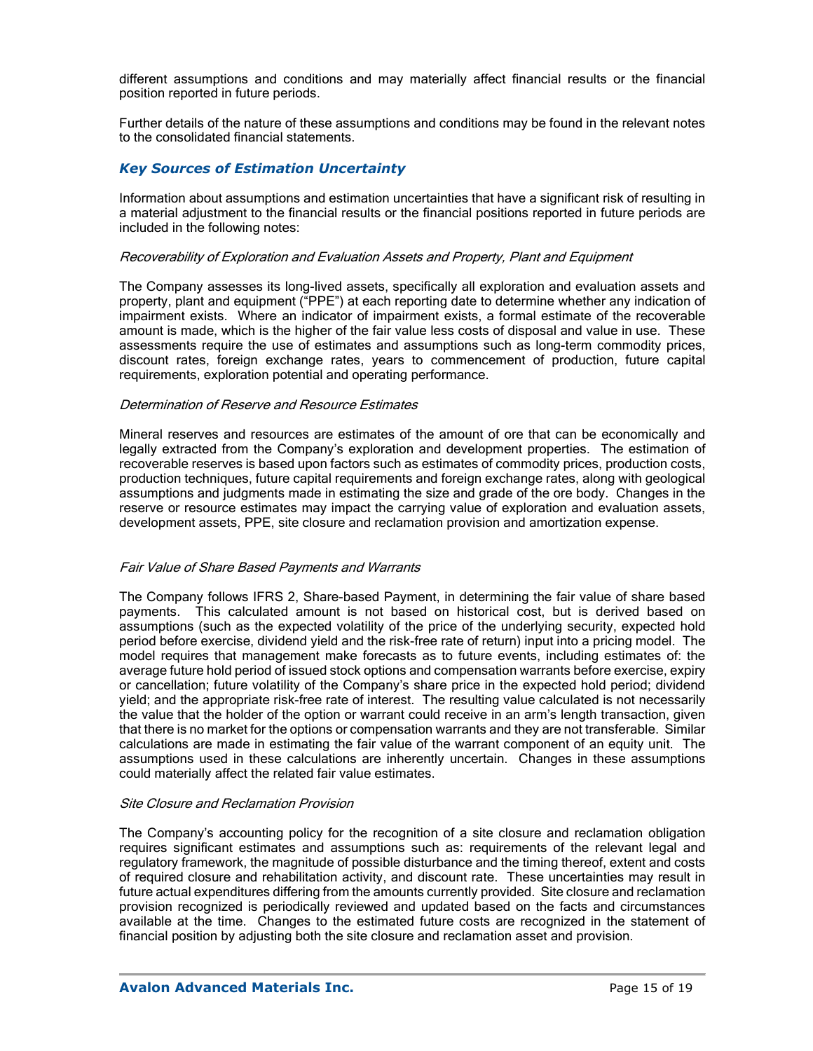different assumptions and conditions and may materially affect financial results or the financial position reported in future periods.

Further details of the nature of these assumptions and conditions may be found in the relevant notes to the consolidated financial statements.

## *Key Sources of Estimation Uncertainty*

Information about assumptions and estimation uncertainties that have a significant risk of resulting in a material adjustment to the financial results or the financial positions reported in future periods are included in the following notes:

### *Recoverability of Exploration and Evaluation Assets and Property, Plant and Equipment*

The Company assesses its long-lived assets, specifically all exploration and evaluation assets and property, plant and equipment ("PPE") at each reporting date to determine whether any indication of impairment exists. Where an indicator of impairment exists, a formal estimate of the recoverable amount is made, which is the higher of the fair value less costs of disposal and value in use. These assessments require the use of estimates and assumptions such as long-term commodity prices, discount rates, foreign exchange rates, years to commencement of production, future capital requirements, exploration potential and operating performance.

### *Determination of Reserve and Resource Estimates*

Mineral reserves and resources are estimates of the amount of ore that can be economically and legally extracted from the Company's exploration and development properties. The estimation of recoverable reserves is based upon factors such as estimates of commodity prices, production costs, production techniques, future capital requirements and foreign exchange rates, along with geological assumptions and judgments made in estimating the size and grade of the ore body. Changes in the reserve or resource estimates may impact the carrying value of exploration and evaluation assets, development assets, PPE, site closure and reclamation provision and amortization expense.

### *Fair Value of Share Based Payments and Warrants*

The Company follows IFRS 2, Share-based Payment, in determining the fair value of share based payments. This calculated amount is not based on historical cost, but is derived based on assumptions (such as the expected volatility of the price of the underlying security, expected hold period before exercise, dividend yield and the risk-free rate of return) input into a pricing model. The model requires that management make forecasts as to future events, including estimates of: the average future hold period of issued stock options and compensation warrants before exercise, expiry or cancellation; future volatility of the Company's share price in the expected hold period; dividend yield; and the appropriate risk-free rate of interest. The resulting value calculated is not necessarily the value that the holder of the option or warrant could receive in an arm's length transaction, given that there is no market for the options or compensation warrants and they are not transferable. Similar calculations are made in estimating the fair value of the warrant component of an equity unit. The assumptions used in these calculations are inherently uncertain. Changes in these assumptions could materially affect the related fair value estimates.

### *Site Closure and Reclamation Provision*

The Company's accounting policy for the recognition of a site closure and reclamation obligation requires significant estimates and assumptions such as: requirements of the relevant legal and regulatory framework, the magnitude of possible disturbance and the timing thereof, extent and costs of required closure and rehabilitation activity, and discount rate. These uncertainties may result in future actual expenditures differing from the amounts currently provided. Site closure and reclamation provision recognized is periodically reviewed and updated based on the facts and circumstances available at the time. Changes to the estimated future costs are recognized in the statement of financial position by adjusting both the site closure and reclamation asset and provision.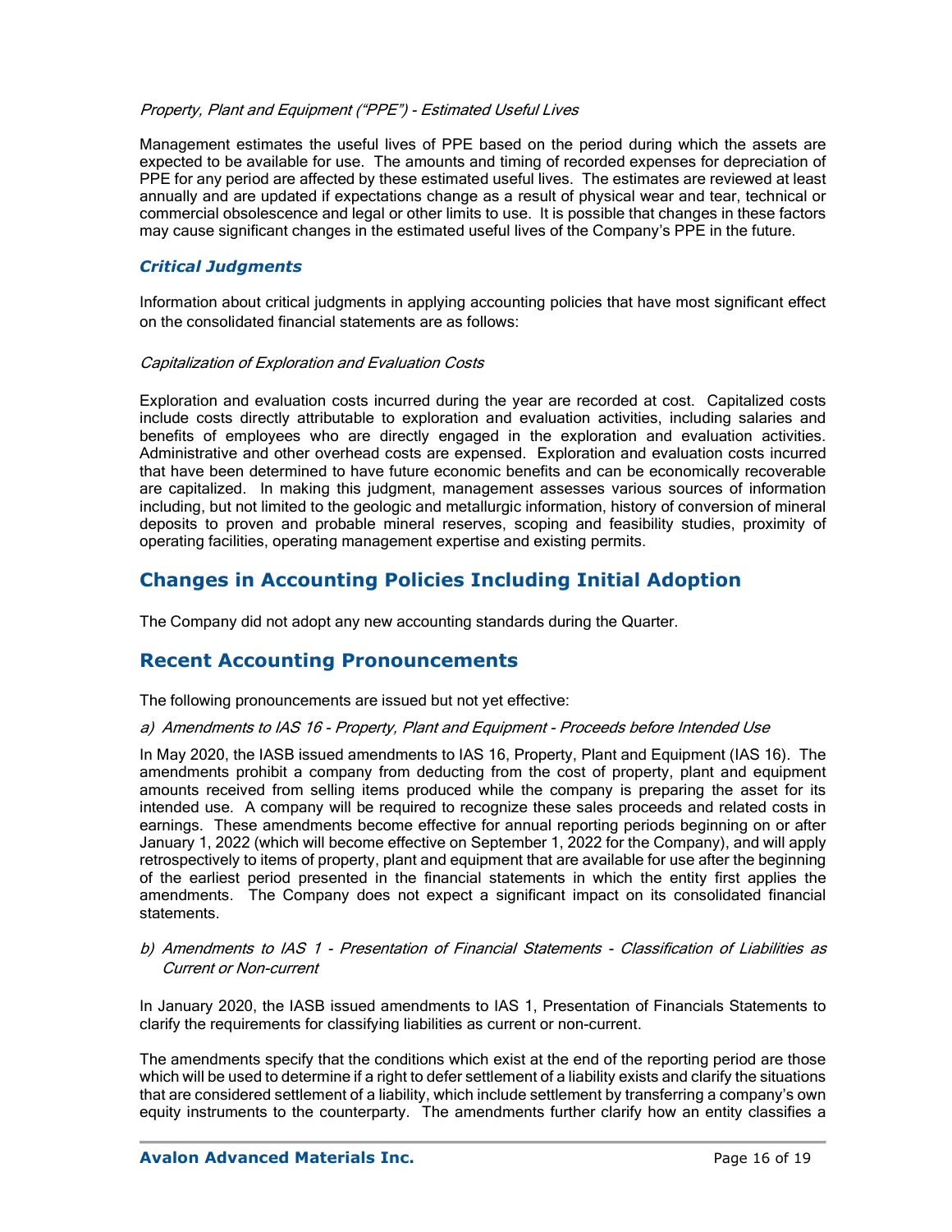*Property, Plant and Equipment ("PPE") - Estimated Useful Lives*

Management estimates the useful lives of PPE based on the period during which the assets are expected to be available for use. The amounts and timing of recorded expenses for depreciation of PPE for any period are affected by these estimated useful lives. The estimates are reviewed at least annually and are updated if expectations change as a result of physical wear and tear, technical or commercial obsolescence and legal or other limits to use. It is possible that changes in these factors may cause significant changes in the estimated useful lives of the Company's PPE in the future.

### *Critical Judgments*

Information about critical judgments in applying accounting policies that have most significant effect on the consolidated financial statements are as follows:

*Capitalization of Exploration and Evaluation Costs*

Exploration and evaluation costs incurred during the year are recorded at cost. Capitalized costs include costs directly attributable to exploration and evaluation activities, including salaries and benefits of employees who are directly engaged in the exploration and evaluation activities. Administrative and other overhead costs are expensed. Exploration and evaluation costs incurred that have been determined to have future economic benefits and can be economically recoverable are capitalized. In making this judgment, management assesses various sources of information including, but not limited to the geologic and metallurgic information, history of conversion of mineral deposits to proven and probable mineral reserves, scoping and feasibility studies, proximity of operating facilities, operating management expertise and existing permits.

## Changes in Accounting Policies Including Initial Adoption

The Company did not adopt any new accounting standards during the Quarter.

## Recent Accounting Pronouncements

The following pronouncements are issued but not yet effective:

*a) Amendments to IAS 16 - Property, Plant and Equipment - Proceeds before Intended Use*

In May 2020, the IASB issued amendments to IAS 16, Property, Plant and Equipment (IAS 16). The amendments prohibit a company from deducting from the cost of property, plant and equipment amounts received from selling items produced while the company is preparing the asset for its intended use. A company will be required to recognize these sales proceeds and related costs in earnings. These amendments become effective for annual reporting periods beginning on or after January 1, 2022 (which will become effective on September 1, 2022 for the Company), and will apply retrospectively to items of property, plant and equipment that are available for use after the beginning of the earliest period presented in the financial statements in which the entity first applies the amendments. The Company does not expect a significant impact on its consolidated financial statements.

*b) Amendments to IAS 1 - Presentation of Financial Statements - Classification of Liabilities as Current or Non-current*

In January 2020, the IASB issued amendments to IAS 1, Presentation of Financials Statements to clarify the requirements for classifying liabilities as current or non-current.

The amendments specify that the conditions which exist at the end of the reporting period are those which will be used to determine if a right to defer settlement of a liability exists and clarify the situations that are considered settlement of a liability, which include settlement by transferring a company's own equity instruments to the counterparty. The amendments further clarify how an entity classifies a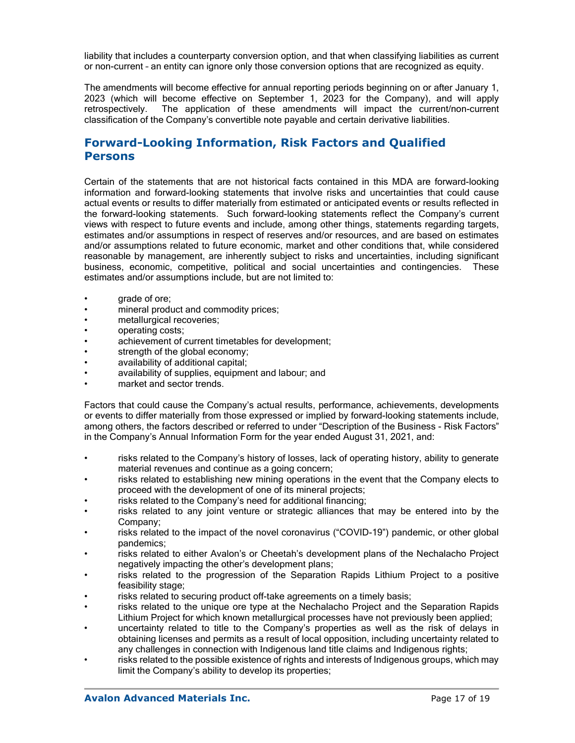liability that includes a counterparty conversion option, and that when classifying liabilities as current or non-current – an entity can ignore only those conversion options that are recognized as equity.

The amendments will become effective for annual reporting periods beginning on or after January 1, 2023 (which will become effective on September 1, 2023 for the Company), and will apply retrospectively. The application of these amendments will impact the current/non-current classification of the Company's convertible note payable and certain derivative liabilities.

## Forward-Looking Information, Risk Factors and Qualified Persons

Certain of the statements that are not historical facts contained in this MDA are forward-looking information and forward-looking statements that involve risks and uncertainties that could cause actual events or results to differ materially from estimated or anticipated events or results reflected in the forward-looking statements. Such forward-looking statements reflect the Company's current views with respect to future events and include, among other things, statements regarding targets, estimates and/or assumptions in respect of reserves and/or resources, and are based on estimates and/or assumptions related to future economic, market and other conditions that, while considered reasonable by management, are inherently subject to risks and uncertainties, including significant business, economic, competitive, political and social uncertainties and contingencies. These estimates and/or assumptions include, but are not limited to:

- grade of ore;
- mineral product and commodity prices;
- metallurgical recoveries;
- operating costs;
- achievement of current timetables for development;
- strength of the global economy;
- availability of additional capital;
- availability of supplies, equipment and labour; and
- market and sector trends.

Factors that could cause the Company's actual results, performance, achievements, developments or events to differ materially from those expressed or implied by forward-looking statements include, among others, the factors described or referred to under "Description of the Business - Risk Factors" in the Company's Annual Information Form for the year ended August 31, 2021, and:

- risks related to the Company's history of losses, lack of operating history, ability to generate material revenues and continue as a going concern;
- risks related to establishing new mining operations in the event that the Company elects to proceed with the development of one of its mineral projects;
- risks related to the Company's need for additional financing;
- risks related to any joint venture or strategic alliances that may be entered into by the Company;
- risks related to the impact of the novel coronavirus ("COVID-19") pandemic, or other global pandemics;
- risks related to either Avalon's or Cheetah's development plans of the Nechalacho Project negatively impacting the other's development plans;
- risks related to the progression of the Separation Rapids Lithium Project to a positive feasibility stage;
- risks related to securing product off-take agreements on a timely basis;
- risks related to the unique ore type at the Nechalacho Project and the Separation Rapids Lithium Project for which known metallurgical processes have not previously been applied;
- uncertainty related to title to the Company's properties as well as the risk of delays in obtaining licenses and permits as a result of local opposition, including uncertainty related to any challenges in connection with Indigenous land title claims and Indigenous rights;
- risks related to the possible existence of rights and interests of Indigenous groups, which may limit the Company's ability to develop its properties;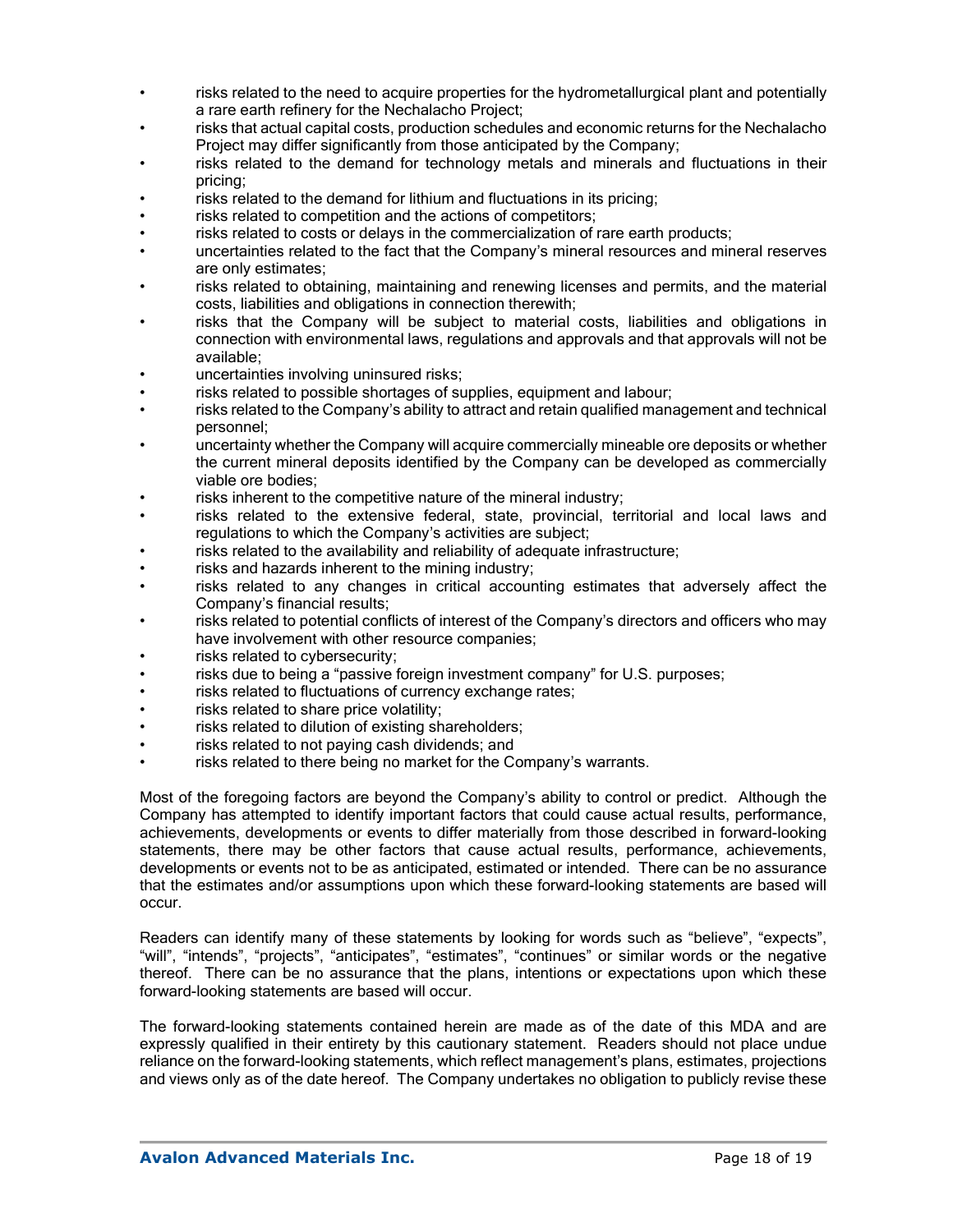- risks related to the need to acquire properties for the hydrometallurgical plant and potentially a rare earth refinery for the Nechalacho Project;
- risks that actual capital costs, production schedules and economic returns for the Nechalacho Project may differ significantly from those anticipated by the Company;
- risks related to the demand for technology metals and minerals and fluctuations in their pricing;
- risks related to the demand for lithium and fluctuations in its pricing;
- risks related to competition and the actions of competitors;
- risks related to costs or delays in the commercialization of rare earth products;
- uncertainties related to the fact that the Company's mineral resources and mineral reserves are only estimates;
- risks related to obtaining, maintaining and renewing licenses and permits, and the material costs, liabilities and obligations in connection therewith;
- risks that the Company will be subject to material costs, liabilities and obligations in connection with environmental laws, regulations and approvals and that approvals will not be available;
- uncertainties involving uninsured risks;
- risks related to possible shortages of supplies, equipment and labour;
- risks related to the Company's ability to attract and retain qualified management and technical personnel;
- uncertainty whether the Company will acquire commercially mineable ore deposits or whether the current mineral deposits identified by the Company can be developed as commercially viable ore bodies;
- risks inherent to the competitive nature of the mineral industry;
- risks related to the extensive federal, state, provincial, territorial and local laws and regulations to which the Company's activities are subject;
- risks related to the availability and reliability of adequate infrastructure;
- risks and hazards inherent to the mining industry;
- risks related to any changes in critical accounting estimates that adversely affect the Company's financial results;
- risks related to potential conflicts of interest of the Company's directors and officers who may have involvement with other resource companies;
- risks related to cybersecurity;
- risks due to being a "passive foreign investment company" for U.S. purposes;
- risks related to fluctuations of currency exchange rates;
- risks related to share price volatility;
- risks related to dilution of existing shareholders;
- risks related to not paying cash dividends; and
- risks related to there being no market for the Company's warrants.

Most of the foregoing factors are beyond the Company's ability to control or predict. Although the Company has attempted to identify important factors that could cause actual results, performance, achievements, developments or events to differ materially from those described in forward-looking statements, there may be other factors that cause actual results, performance, achievements, developments or events not to be as anticipated, estimated or intended. There can be no assurance that the estimates and/or assumptions upon which these forward-looking statements are based will occur.

Readers can identify many of these statements by looking for words such as "believe", "expects", "will", "intends", "projects", "anticipates", "estimates", "continues" or similar words or the negative thereof. There can be no assurance that the plans, intentions or expectations upon which these forward-looking statements are based will occur.

The forward-looking statements contained herein are made as of the date of this MDA and are expressly qualified in their entirety by this cautionary statement. Readers should not place undue reliance on the forward-looking statements, which reflect management's plans, estimates, projections and views only as of the date hereof. The Company undertakes no obligation to publicly revise these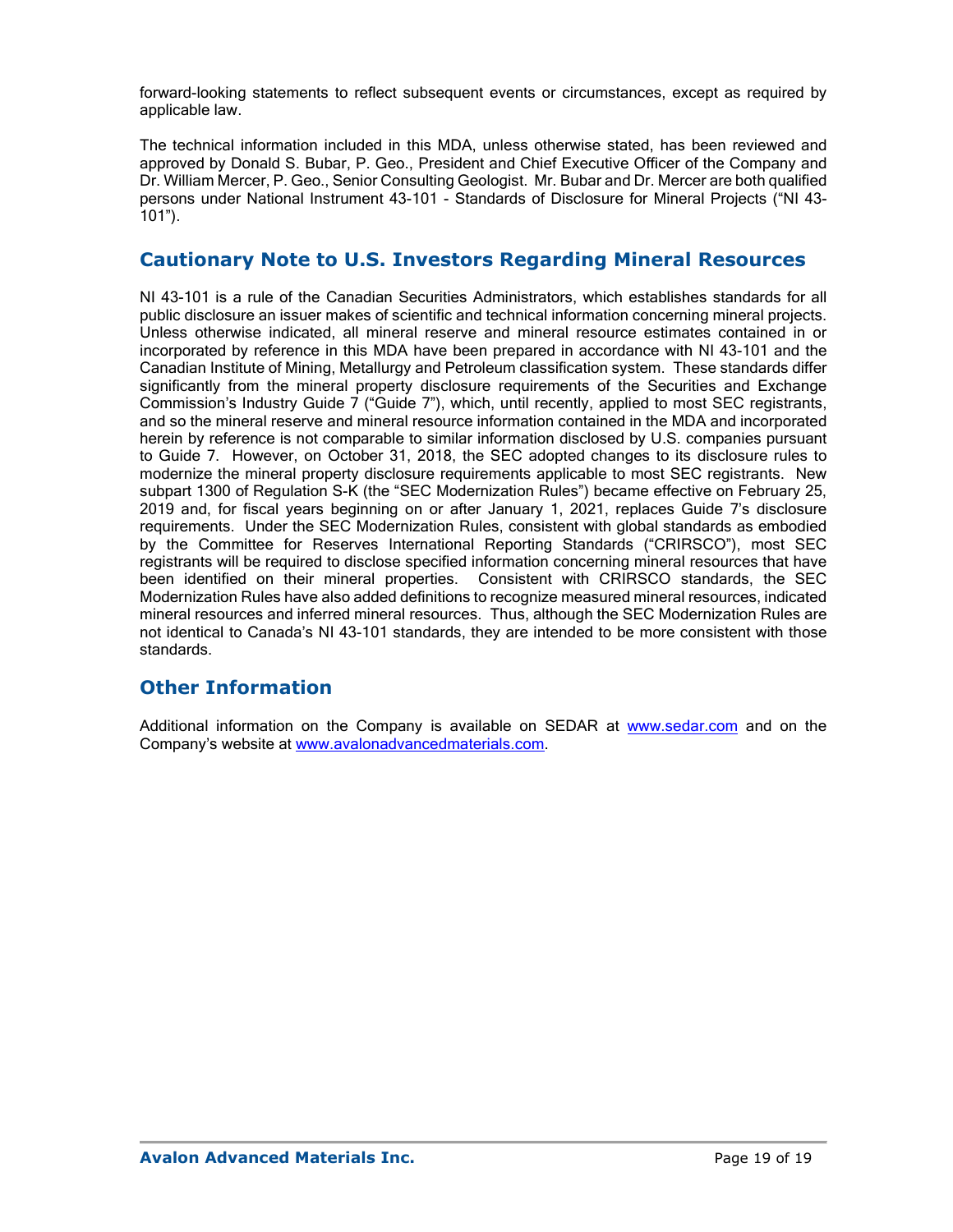forward-looking statements to reflect subsequent events or circumstances, except as required by applicable law.

The technical information included in this MDA, unless otherwise stated, has been reviewed and approved by Donald S. Bubar, P. Geo., President and Chief Executive Officer of the Company and Dr. William Mercer, P. Geo., Senior Consulting Geologist. Mr. Bubar and Dr. Mercer are both qualified persons under National Instrument 43-101 - Standards of Disclosure for Mineral Projects ("NI 43-101").

## Cautionary Note to U.S. Investors Regarding Mineral Resources

NI 43-101 is a rule of the Canadian Securities Administrators, which establishes standards for all public disclosure an issuer makes of scientific and technical information concerning mineral projects. Unless otherwise indicated, all mineral reserve and mineral resource estimates contained in or incorporated by reference in this MDA have been prepared in accordance with NI 43-101 and the Canadian Institute of Mining, Metallurgy and Petroleum classification system. These standards differ significantly from the mineral property disclosure requirements of the Securities and Exchange Commission's Industry Guide 7 ("Guide 7"), which, until recently, applied to most SEC registrants, and so the mineral reserve and mineral resource information contained in the MDA and incorporated herein by reference is not comparable to similar information disclosed by U.S. companies pursuant to Guide 7. However, on October 31, 2018, the SEC adopted changes to its disclosure rules to modernize the mineral property disclosure requirements applicable to most SEC registrants. New subpart 1300 of Regulation S-K (the "SEC Modernization Rules") became effective on February 25, 2019 and, for fiscal years beginning on or after January 1, 2021, replaces Guide 7's disclosure requirements. Under the SEC Modernization Rules, consistent with global standards as embodied by the Committee for Reserves International Reporting Standards ("CRIRSCO"), most SEC registrants will be required to disclose specified information concerning mineral resources that have been identified on their mineral properties. Consistent with CRIRSCO standards, the SEC Modernization Rules have also added definitions to recognize measured mineral resources, indicated mineral resources and inferred mineral resources. Thus, although the SEC Modernization Rules are not identical to Canada's NI 43-101 standards, they are intended to be more consistent with those standards.

## Other Information

Additional information on the Company is available on SEDAR at www.sedar.com and on the Company's website at www.avalonadvancedmaterials.com.